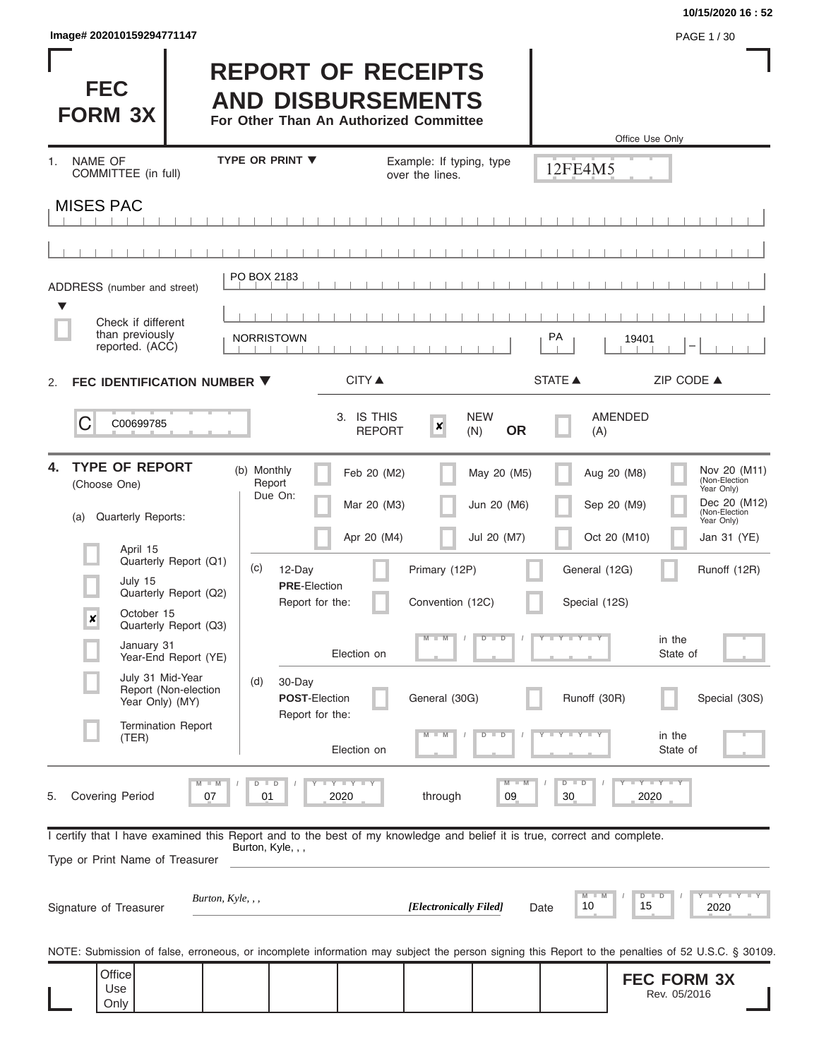Image# 202010159294771147

# FEC FORM 3X

# REPORT OF RECEIPTS AND DISBURSEMENTS

**For Other Than An Authorized Committee**

Office Use Only

12FE4M5

1. NAME OF COMMITTEE (in full) — TYPE OR PRINT ▼ — Example: If typing, type over the lines.

MISES PAC

ADDRESS (number and street) ▼

PO BOX 2183

☐ Check if different than previously reported. (ACC)

| CITY ▲ | STATE ▲ | ZIP CODE ▲ |
|---|---|---|
| NORRISTOWN | PA | 19401 |

2. **FEC IDENTIFICATION NUMBER ▼**

C00699785

3. IS THIS REPORT ☒ NEW (N) **OR** ☐ AMENDED (A)

4. **TYPE OF REPORT** (Choose One)

(a) Quarterly Reports:

- ☐ April 15 Quarterly Report (Q1)
- ☐ July 15 Quarterly Report (Q2)
- ☒ October 15 Quarterly Report (Q3)
- ☐ January 31 Year-End Report (YE)
- ☐ July 31 Mid-Year Report (Non-election Year Only) (MY)
- ☐ Termination Report (TER)

(b) Monthly Report Due On:

| | | | |
|---|---|---|---|
| ☐ Feb 20 (M2) | ☐ May 20 (M5) | ☐ Aug 20 (M8) | ☐ Nov 20 (M11) (Non-Election Year Only) |
| ☐ Mar 20 (M3) | ☐ Jun 20 (M6) | ☐ Sep 20 (M9) | ☐ Dec 20 (M12) (Non-Election Year Only) |
| ☐ Apr 20 (M4) | ☐ Jul 20 (M7) | ☐ Oct 20 (M10) | ☐ Jan 31 (YE) |

(c) 12-Day **PRE**-Election Report for the: ☐ Primary (12P) ☐ General (12G) ☐ Runoff (12R) ☐ Convention (12C) ☐ Special (12S)

Election on MM / DD / YYYY in the State of

(d) 30-Day **POST**-Election Report for the: ☐ General (30G) ☐ Runoff (30R) ☐ Special (30S)

Election on MM / DD / YYYY in the State of

5. Covering Period 07 / 01 / 2020 through 09 / 30 / 2020

I certify that I have examined this Report and to the best of my knowledge and belief it is true, correct and complete.

Type or Print Name of Treasurer: Burton, Kyle, , ,

Signature of Treasurer: *Burton, Kyle, , ,* *[Electronically Filed]* Date 10 / 15 / 2020

NOTE: Submission of false, erroneous, or incomplete information may subject the person signing this Report to the penalties of 52 U.S.C. § 30109.

Office Use Only

**FEC FORM 3X**
Rev. 05/2016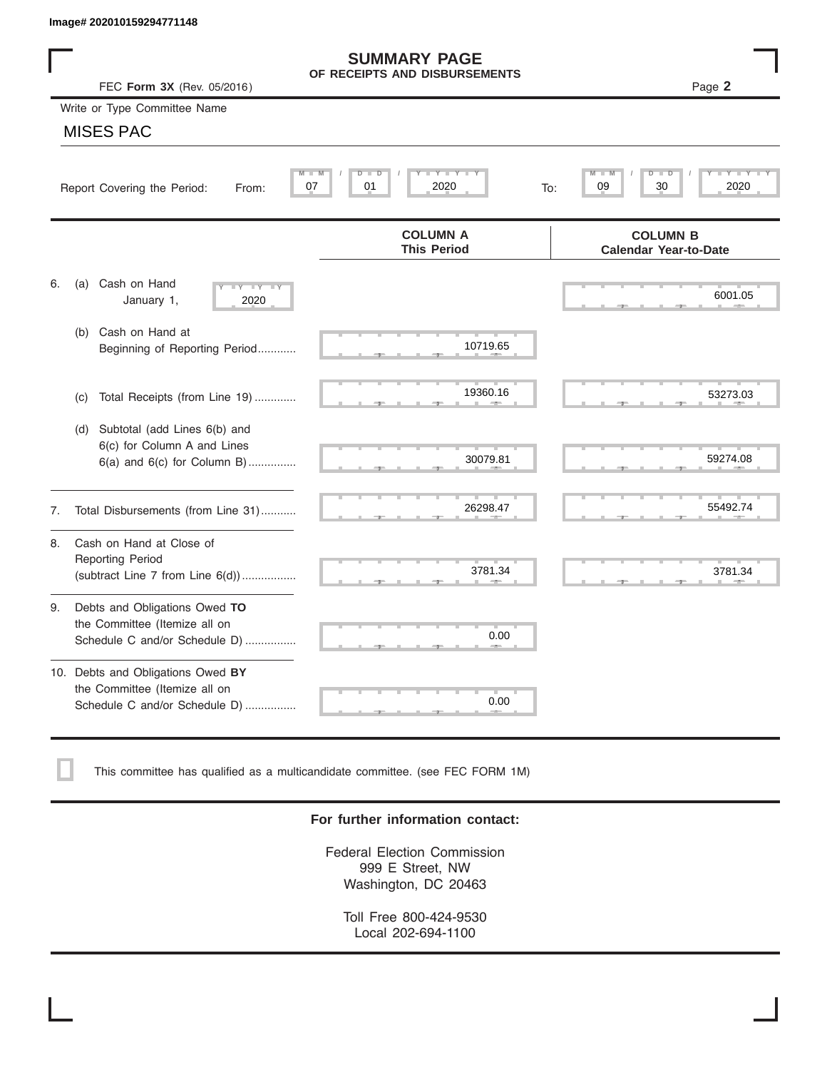Image# 202010159294771148

# SUMMARY PAGE
## OF RECEIPTS AND DISBURSEMENTS

FEC **Form 3X** (Rev. 05/2016)

Page **2**

Write or Type Committee Name

MISES PAC

Report Covering the Period: From: 07 / 01 / 2020 To: 09 / 30 / 2020

| | | COLUMN A This Period | COLUMN B Calendar Year-to-Date |
|---|---|---|---|
| 6. | (a) Cash on Hand January 1, 2020 | | 6001.05 |
| | (b) Cash on Hand at Beginning of Reporting Period........... | 10719.65 | |
| | (c) Total Receipts (from Line 19) ............. | 19360.16 | 53273.03 |
| | (d) Subtotal (add Lines 6(b) and 6(c) for Column A and Lines 6(a) and 6(c) for Column B)............... | 30079.81 | 59274.08 |
| 7. | Total Disbursements (from Line 31)........... | 26298.47 | 55492.74 |
| 8. | Cash on Hand at Close of Reporting Period (subtract Line 7 from Line 6(d))................. | 3781.34 | 3781.34 |
| 9. | Debts and Obligations Owed **TO** the Committee (Itemize all on Schedule C and/or Schedule D) ................ | 0.00 | |
| 10. | Debts and Obligations Owed **BY** the Committee (Itemize all on Schedule C and/or Schedule D) ................ | 0.00 | |

☐ This committee has qualified as a multicandidate committee. (see FEC FORM 1M)

**For further information contact:**

Federal Election Commission
999 E Street, NW
Washington, DC 20463

Toll Free 800-424-9530
Local 202-694-1100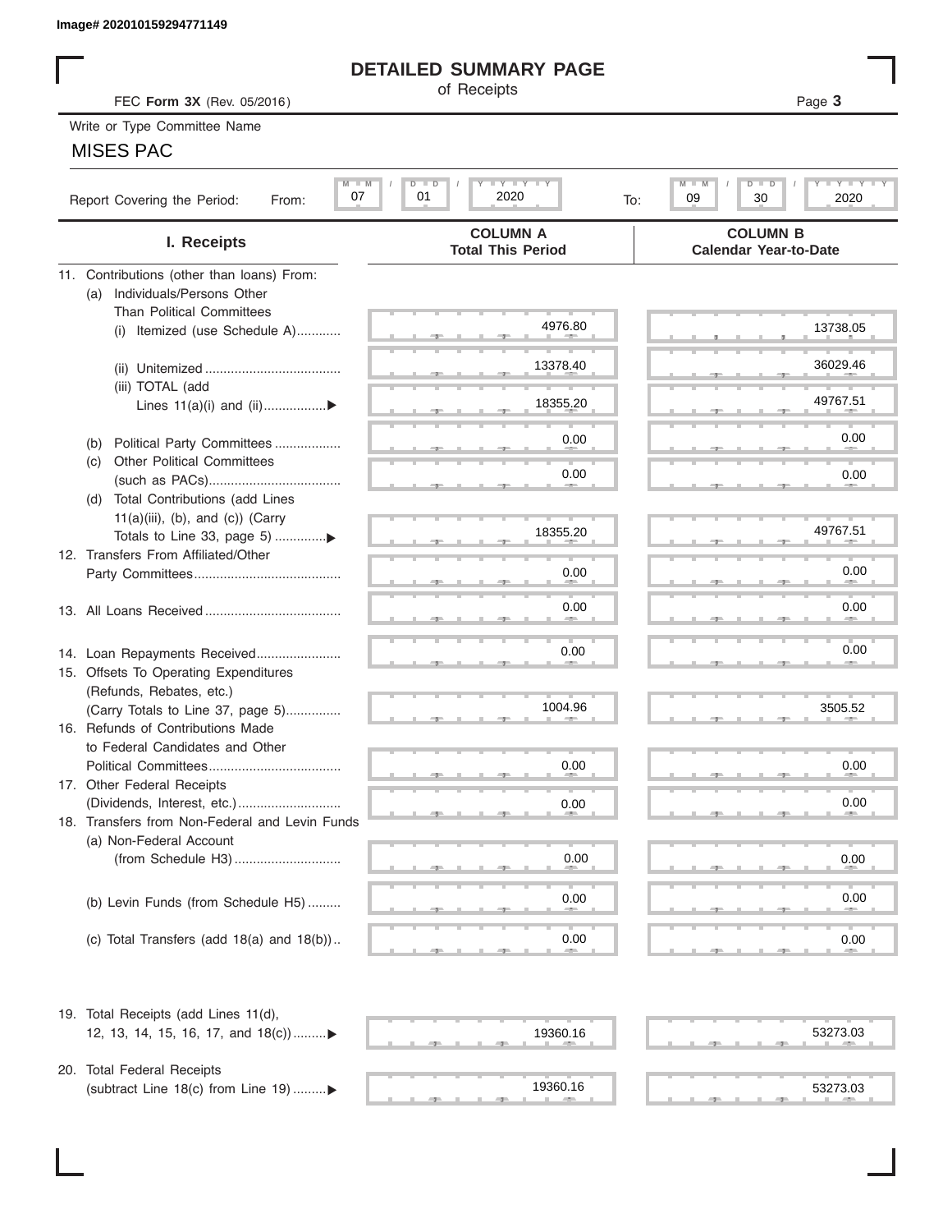Image# 202010159294771149

# DETAILED SUMMARY PAGE

of Receipts

FEC **Form 3X** (Rev. 05/2016)

Write or Type Committee Name

MISES PAC

Report Covering the Period: From: 07 / 01 / 2020 To: 09 / 30 / 2020

| I. Receipts | COLUMN A Total This Period | COLUMN B Calendar Year-to-Date |
|---|---|---|
| 11. Contributions (other than loans) From: | | |
| (a) Individuals/Persons Other Than Political Committees | | |
| (i) Itemized (use Schedule A)............ | 4976.80 | 13738.05 |
| (ii) Unitemized .................................... | 13378.40 | 36029.46 |
| (iii) TOTAL (add Lines 11(a)(i) and (ii).................▶ | 18355.20 | 49767.51 |
| (b) Political Party Committees .................. | 0.00 | 0.00 |
| (c) Other Political Committees (such as PACs).................................... | 0.00 | 0.00 |
| (d) Total Contributions (add Lines 11(a)(iii), (b), and (c)) (Carry Totals to Line 33, page 5) .............▶ | 18355.20 | 49767.51 |
| 12. Transfers From Affiliated/Other Party Committees........................................ | 0.00 | 0.00 |
| 13. All Loans Received..................................... | 0.00 | 0.00 |
| 14. Loan Repayments Received....................... | 0.00 | 0.00 |
| 15. Offsets To Operating Expenditures (Refunds, Rebates, etc.) (Carry Totals to Line 37, page 5)............... | 1004.96 | 3505.52 |
| 16. Refunds of Contributions Made to Federal Candidates and Other Political Committees.................................... | 0.00 | 0.00 |
| 17. Other Federal Receipts (Dividends, Interest, etc.)............................ | 0.00 | 0.00 |
| 18. Transfers from Non-Federal and Levin Funds | | |
| (a) Non-Federal Account (from Schedule H3)............................. | 0.00 | 0.00 |
| (b) Levin Funds (from Schedule H5) ......... | 0.00 | 0.00 |
| (c) Total Transfers (add 18(a) and 18(b)).. | 0.00 | 0.00 |
| 19. Total Receipts (add Lines 11(d), 12, 13, 14, 15, 16, 17, and 18(c)).........▶ | 19360.16 | 53273.03 |
| 20. Total Federal Receipts (subtract Line 18(c) from Line 19) .........▶ | 19360.16 | 53273.03 |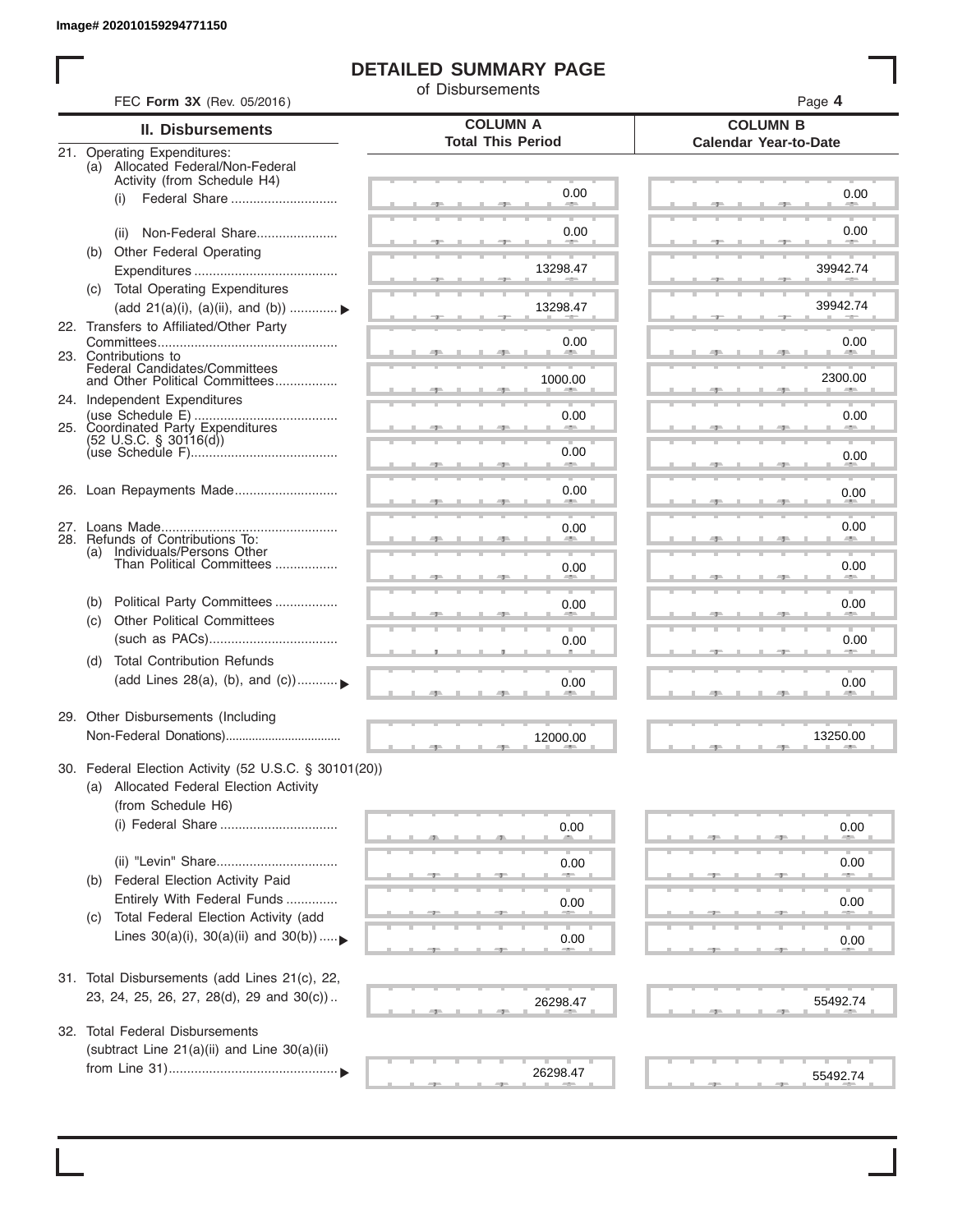Image# 202010159294771150

# DETAILED SUMMARY PAGE

of Disbursements

FEC **Form 3X** (Rev. 05/2016)

| II. Disbursements | COLUMN A Total This Period | COLUMN B Calendar Year-to-Date |
|---|---|---|
| 21. Operating Expenditures: (a) Allocated Federal/Non-Federal Activity (from Schedule H4) (i) Federal Share | 0.00 | 0.00 |
| (ii) Non-Federal Share | 0.00 | 0.00 |
| (b) Other Federal Operating Expenditures | 13298.47 | 39942.74 |
| (c) Total Operating Expenditures (add 21(a)(i), (a)(ii), and (b)) | 13298.47 | 39942.74 |
| 22. Transfers to Affiliated/Other Party Committees | 0.00 | 0.00 |
| 23. Contributions to Federal Candidates/Committees and Other Political Committees | 1000.00 | 2300.00 |
| 24. Independent Expenditures (use Schedule E) | 0.00 | 0.00 |
| 25. Coordinated Party Expenditures (52 U.S.C. § 30116(d)) (use Schedule F) | 0.00 | 0.00 |
| 26. Loan Repayments Made | 0.00 | 0.00 |
| 27. Loans Made | 0.00 | 0.00 |
| 28. Refunds of Contributions To: (a) Individuals/Persons Other Than Political Committees | 0.00 | 0.00 |
| (b) Political Party Committees | 0.00 | 0.00 |
| (c) Other Political Committees (such as PACs) | 0.00 | 0.00 |
| (d) Total Contribution Refunds (add Lines 28(a), (b), and (c)) | 0.00 | 0.00 |
| 29. Other Disbursements (Including Non-Federal Donations) | 12000.00 | 13250.00 |
| 30. Federal Election Activity (52 U.S.C. § 30101(20)) (a) Allocated Federal Election Activity (from Schedule H6) (i) Federal Share | 0.00 | 0.00 |
| (ii) "Levin" Share | 0.00 | 0.00 |
| (b) Federal Election Activity Paid Entirely With Federal Funds | 0.00 | 0.00 |
| (c) Total Federal Election Activity (add Lines 30(a)(i), 30(a)(ii) and 30(b)) | 0.00 | 0.00 |
| 31. Total Disbursements (add Lines 21(c), 22, 23, 24, 25, 26, 27, 28(d), 29 and 30(c)) | 26298.47 | 55492.74 |
| 32. Total Federal Disbursements (subtract Line 21(a)(ii) and Line 30(a)(ii) from Line 31) | 26298.47 | 55492.74 |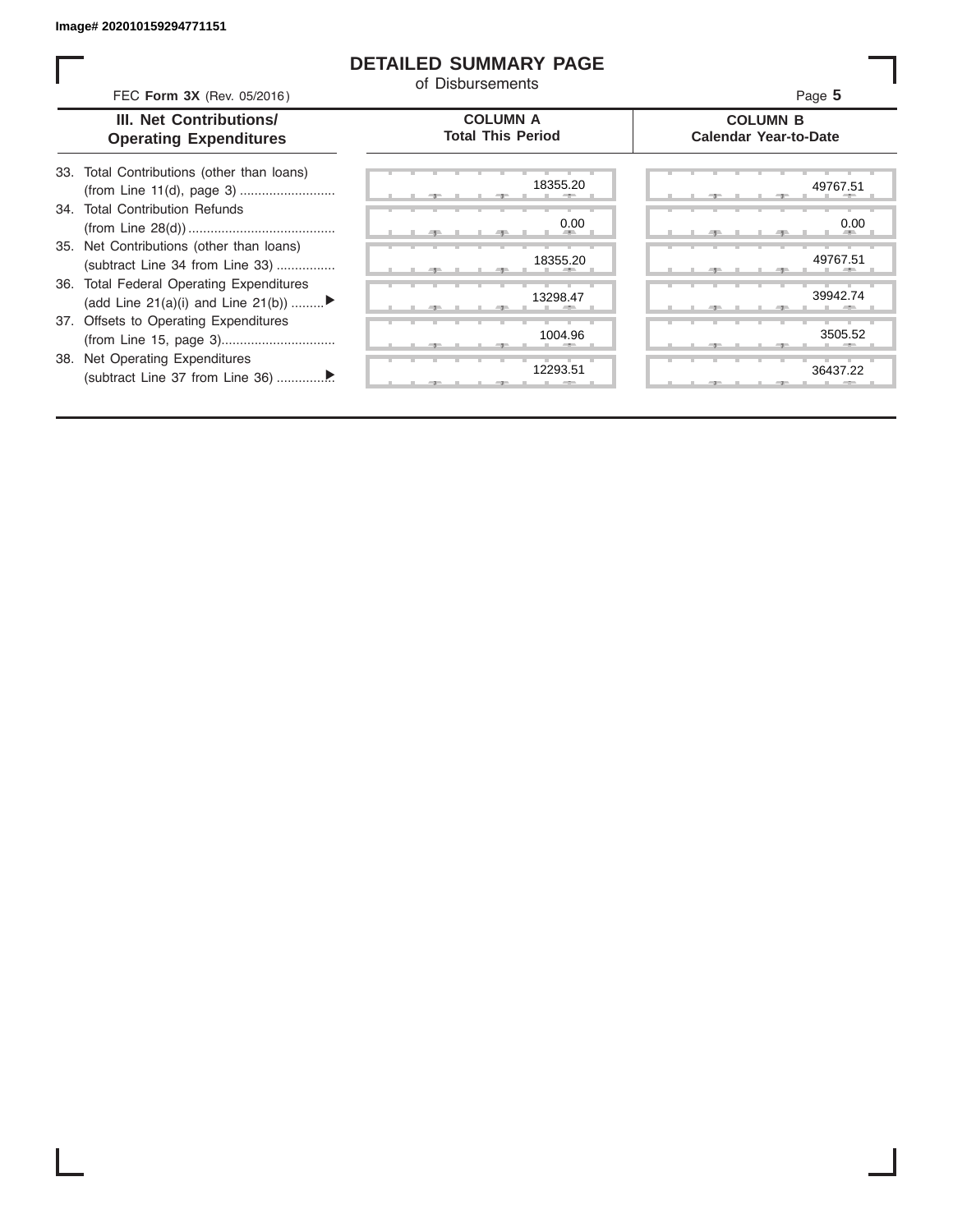Image# 202010159294771151

# DETAILED SUMMARY PAGE

of Disbursements

FEC **Form 3X** (Rev. 05/2016)

Page **5**

| III. Net Contributions/ Operating Expenditures | COLUMN A Total This Period | COLUMN B Calendar Year-to-Date |
|---|---|---|
| 33. Total Contributions (other than loans) (from Line 11(d), page 3) .......................... | 18355.20 | 49767.51 |
| 34. Total Contribution Refunds (from Line 28(d)) ........................................ | 0.00 | 0.00 |
| 35. Net Contributions (other than loans) (subtract Line 34 from Line 33) ................ | 18355.20 | 49767.51 |
| 36. Total Federal Operating Expenditures (add Line 21(a)(i) and Line 21(b)) ......... ▶ | 13298.47 | 39942.74 |
| 37. Offsets to Operating Expenditures (from Line 15, page 3)............................... | 1004.96 | 3505.52 |
| 38. Net Operating Expenditures (subtract Line 37 from Line 36) ............... ▶ | 12293.51 | 36437.22 |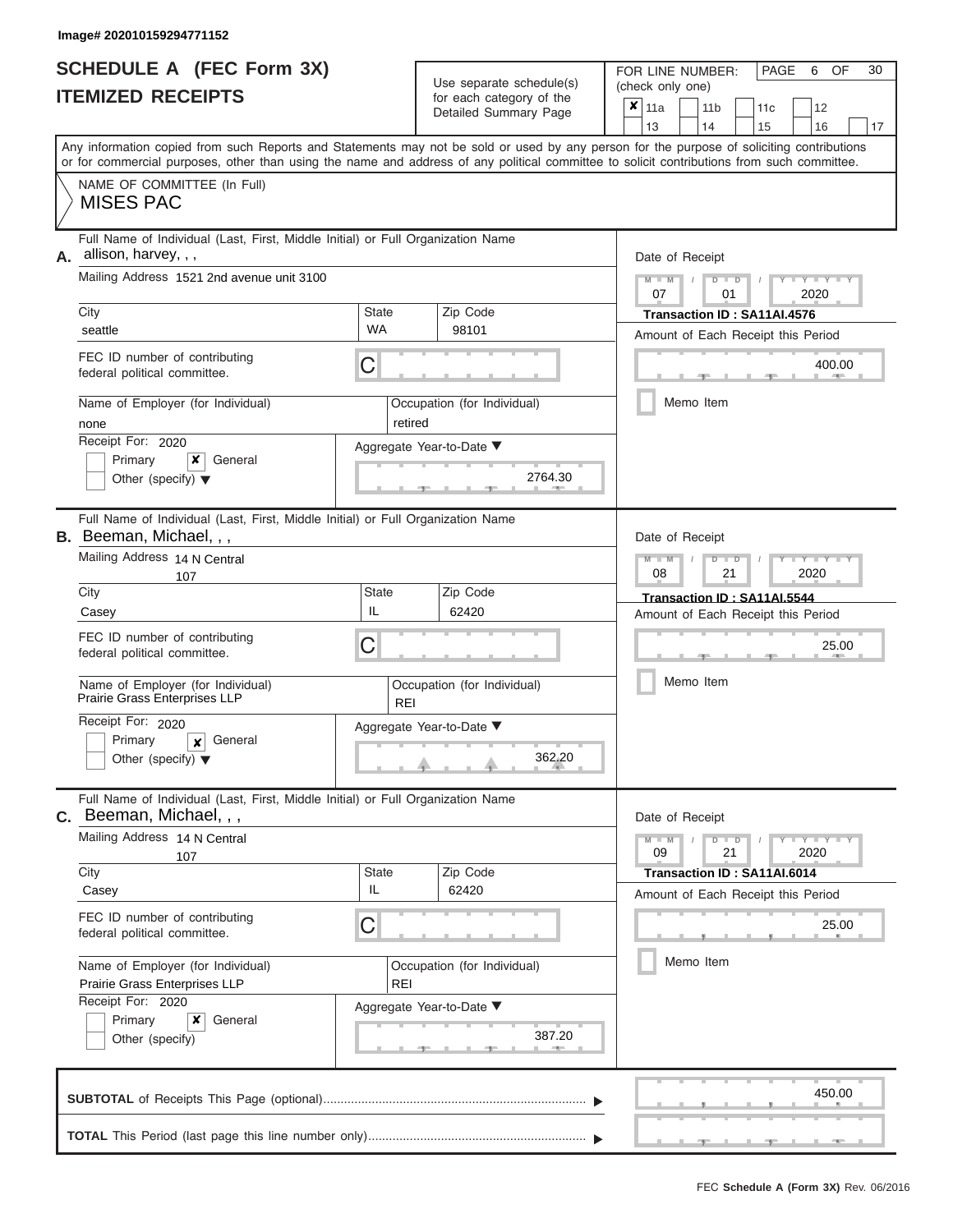Image# 202010159294771152

# SCHEDULE A (FEC Form 3X)
## ITEMIZED RECEIPTS

Use separate schedule(s) for each category of the Detailed Summary Page

FOR LINE NUMBER: (check only one)

- [x] 11a
- [ ] 11b
- [ ] 11c
- [ ] 12
- [ ] 13
- [ ] 14
- [ ] 15
- [ ] 16
- [ ] 17

Any information copied from such Reports and Statements may not be sold or used by any person for the purpose of soliciting contributions or for commercial purposes, other than using the name and address of any political committee to solicit contributions from such committee.

NAME OF COMMITTEE (In Full)
MISES PAC

---

**A.** Full Name of Individual (Last, First, Middle Initial) or Full Organization Name: allison, harvey, , ,

Mailing Address: 1521 2nd avenue unit 3100

City: seattle | State: WA | Zip Code: 98101

FEC ID number of contributing federal political committee: C

Name of Employer (for Individual): none

Occupation (for Individual): retired

Receipt For: 2020 — Primary [ ] General [x] Other (specify) [ ]

Aggregate Year-to-Date: 2764.30

Date of Receipt: 07 / 01 / 2020

Transaction ID : SA11AI.4576

Amount of Each Receipt this Period: 400.00

Memo Item [ ]

---

**B.** Full Name of Individual (Last, First, Middle Initial) or Full Organization Name: Beeman, Michael, , ,

Mailing Address: 14 N Central 107

City: Casey | State: IL | Zip Code: 62420

FEC ID number of contributing federal political committee: C

Name of Employer (for Individual): Prairie Grass Enterprises LLP

Occupation (for Individual): REI

Receipt For: 2020 — Primary [ ] General [x] Other (specify) [ ]

Aggregate Year-to-Date: 362.20

Date of Receipt: 08 / 21 / 2020

Transaction ID : SA11AI.5544

Amount of Each Receipt this Period: 25.00

Memo Item [ ]

---

**C.** Full Name of Individual (Last, First, Middle Initial) or Full Organization Name: Beeman, Michael, , ,

Mailing Address: 14 N Central 107

City: Casey | State: IL | Zip Code: 62420

FEC ID number of contributing federal political committee: C

Name of Employer (for Individual): Prairie Grass Enterprises LLP

Occupation (for Individual): REI

Receipt For: 2020 — Primary [ ] General [x] Other (specify) [ ]

Aggregate Year-to-Date: 387.20

Date of Receipt: 09 / 21 / 2020

Transaction ID : SA11AI.6014

Amount of Each Receipt this Period: 25.00

Memo Item [ ]

---

**SUBTOTAL** of Receipts This Page (optional): 450.00

**TOTAL** This Period (last page this line number only):

FEC Schedule A (Form 3X) Rev. 06/2016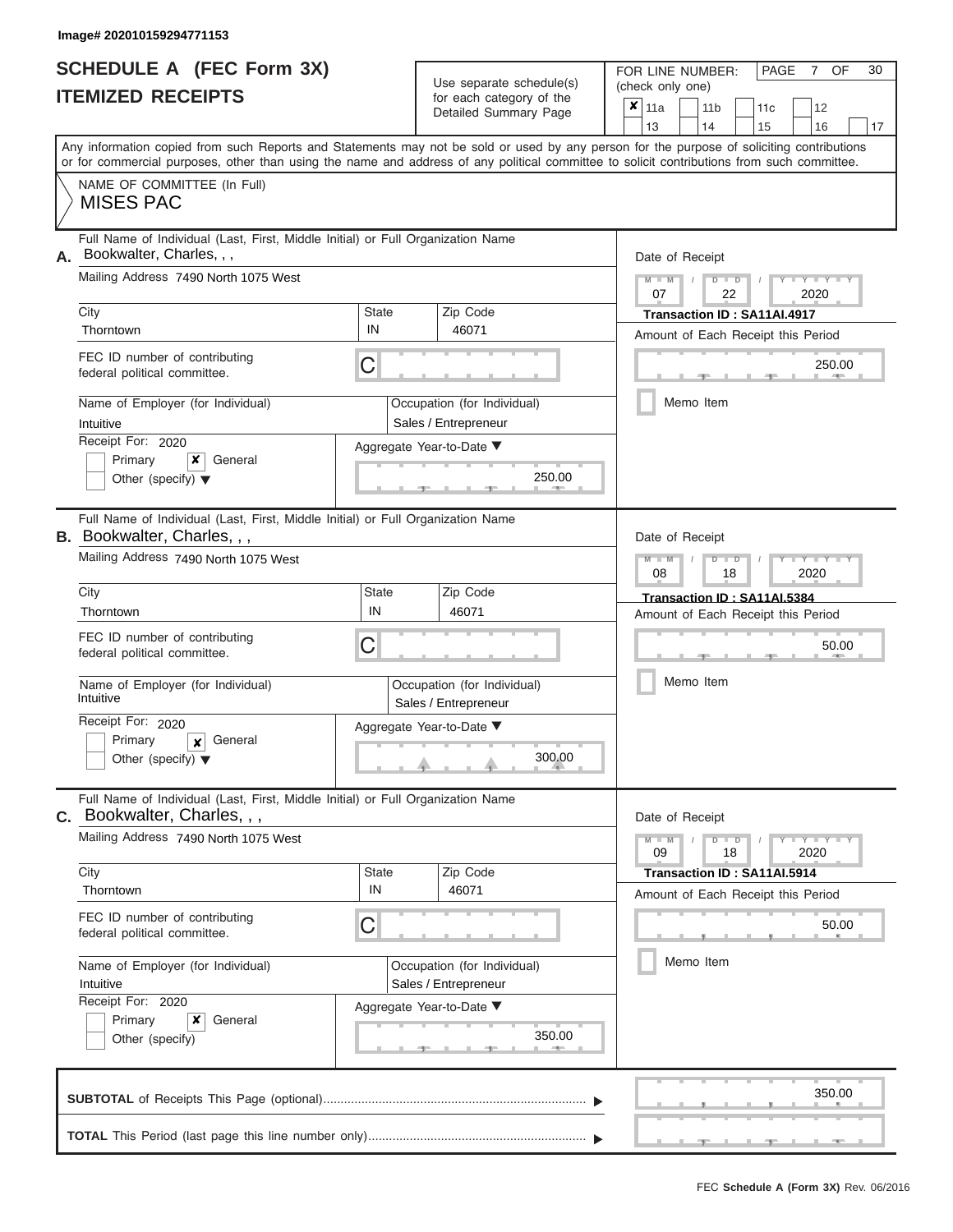Image# 202010159294771153

# SCHEDULE A (FEC Form 3X)
# ITEMIZED RECEIPTS

Use separate schedule(s) for each category of the Detailed Summary Page

FOR LINE NUMBER: (check only one)

☒ 11a ☐ 11b ☐ 11c ☐ 12 ☐ 13 ☐ 14 ☐ 15 ☐ 16 ☐ 17

PAGE 7 OF 30

Any information copied from such Reports and Statements may not be sold or used by any person for the purpose of soliciting contributions or for commercial purposes, other than using the name and address of any political committee to solicit contributions from such committee.

NAME OF COMMITTEE (In Full)
MISES PAC

---

**A.** Full Name of Individual (Last, First, Middle Initial) or Full Organization Name: Bookwalter, Charles, , ,

Mailing Address: 7490 North 1075 West

City: Thorntown | State: IN | Zip Code: 46071

FEC ID number of contributing federal political committee: C

Name of Employer (for Individual): Intuitive

Occupation (for Individual): Sales / Entrepreneur

Receipt For: 2020 — ☐ Primary ☒ General ☐ Other (specify)

Aggregate Year-to-Date: 250.00

Date of Receipt: 07 / 22 / 2020

Transaction ID : SA11AI.4917

Amount of Each Receipt this Period: 250.00

☐ Memo Item

---

**B.** Full Name of Individual (Last, First, Middle Initial) or Full Organization Name: Bookwalter, Charles, , ,

Mailing Address: 7490 North 1075 West

City: Thorntown | State: IN | Zip Code: 46071

FEC ID number of contributing federal political committee: C

Name of Employer (for Individual): Intuitive

Occupation (for Individual): Sales / Entrepreneur

Receipt For: 2020 — ☐ Primary ☒ General ☐ Other (specify)

Aggregate Year-to-Date: 300.00

Date of Receipt: 08 / 18 / 2020

Transaction ID : SA11AI.5384

Amount of Each Receipt this Period: 50.00

☐ Memo Item

---

**C.** Full Name of Individual (Last, First, Middle Initial) or Full Organization Name: Bookwalter, Charles, , ,

Mailing Address: 7490 North 1075 West

City: Thorntown | State: IN | Zip Code: 46071

FEC ID number of contributing federal political committee: C

Name of Employer (for Individual): Intuitive

Occupation (for Individual): Sales / Entrepreneur

Receipt For: 2020 — ☐ Primary ☒ General ☐ Other (specify)

Aggregate Year-to-Date: 350.00

Date of Receipt: 09 / 18 / 2020

Transaction ID : SA11AI.5914

Amount of Each Receipt this Period: 50.00

☐ Memo Item

---

**SUBTOTAL** of Receipts This Page (optional): 350.00

**TOTAL** This Period (last page this line number only):

FEC Schedule A (Form 3X) Rev. 06/2016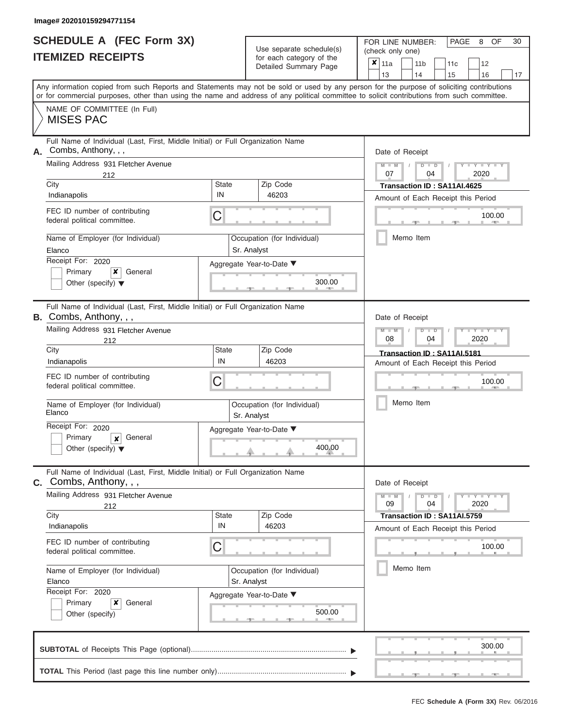Image# 202010159294771154

# SCHEDULE A (FEC Form 3X)
## ITEMIZED RECEIPTS

Use separate schedule(s) for each category of the Detailed Summary Page

FOR LINE NUMBER: (check only one)

- [x] 11a
- [ ] 11b
- [ ] 11c
- [ ] 12
- [ ] 13
- [ ] 14
- [ ] 15
- [ ] 16
- [ ] 17

Any information copied from such Reports and Statements may not be sold or used by any person for the purpose of soliciting contributions or for commercial purposes, other than using the name and address of any political committee to solicit contributions from such committee.

NAME OF COMMITTEE (In Full)
MISES PAC

---

**A.** Full Name of Individual (Last, First, Middle Initial) or Full Organization Name: Combs, Anthony, , ,

Mailing Address: 931 Fletcher Avenue, 212

| City | State | Zip Code |
|---|---|---|
| Indianapolis | IN | 46203 |

FEC ID number of contributing federal political committee: C

Name of Employer (for Individual): Elanco

Occupation (for Individual): Sr. Analyst

Receipt For: 2020
- [ ] Primary
- [x] General
- [ ] Other (specify)

Aggregate Year-to-Date: 300.00

Date of Receipt: 07 / 04 / 2020

Transaction ID : SA11AI.4625

Amount of Each Receipt this Period: 100.00

- [ ] Memo Item

---

**B.** Full Name of Individual (Last, First, Middle Initial) or Full Organization Name: Combs, Anthony, , ,

Mailing Address: 931 Fletcher Avenue, 212

| City | State | Zip Code |
|---|---|---|
| Indianapolis | IN | 46203 |

FEC ID number of contributing federal political committee: C

Name of Employer (for Individual): Elanco

Occupation (for Individual): Sr. Analyst

Receipt For: 2020
- [ ] Primary
- [x] General
- [ ] Other (specify)

Aggregate Year-to-Date: 400.00

Date of Receipt: 08 / 04 / 2020

Transaction ID : SA11AI.5181

Amount of Each Receipt this Period: 100.00

- [ ] Memo Item

---

**C.** Full Name of Individual (Last, First, Middle Initial) or Full Organization Name: Combs, Anthony, , ,

Mailing Address: 931 Fletcher Avenue, 212

| City | State | Zip Code |
|---|---|---|
| Indianapolis | IN | 46203 |

FEC ID number of contributing federal political committee: C

Name of Employer (for Individual): Elanco

Occupation (for Individual): Sr. Analyst

Receipt For: 2020
- [ ] Primary
- [x] General
- [ ] Other (specify)

Aggregate Year-to-Date: 500.00

Date of Receipt: 09 / 04 / 2020

Transaction ID : SA11AI.5759

Amount of Each Receipt this Period: 100.00

- [ ] Memo Item

---

**SUBTOTAL** of Receipts This Page (optional): 300.00

**TOTAL** This Period (last page this line number only):

FEC Schedule A (Form 3X) Rev. 06/2016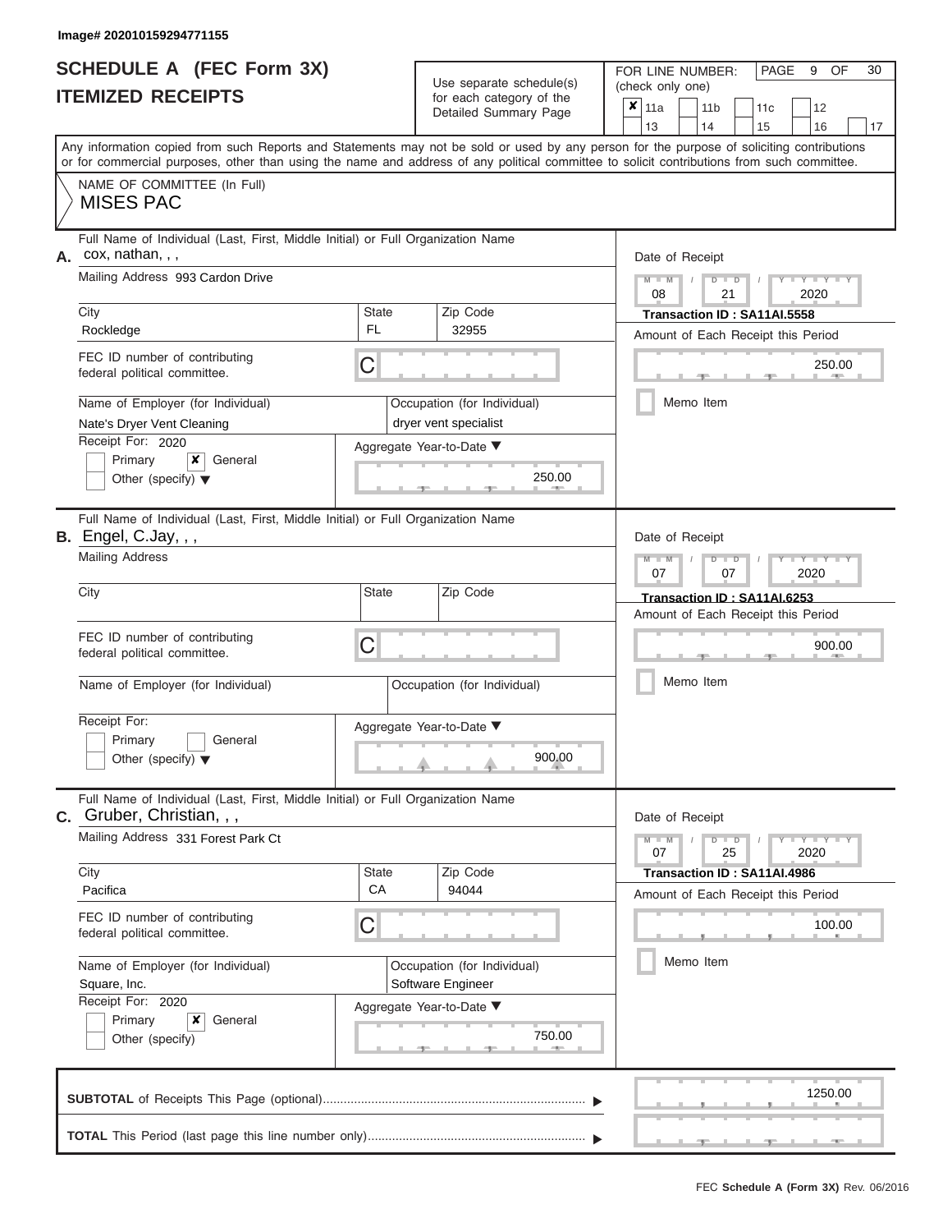Image# 202010159294771155

# SCHEDULE A (FEC Form 3X)
# ITEMIZED RECEIPTS

Use separate schedule(s) for each category of the Detailed Summary Page

FOR LINE NUMBER: (check only one)

- [x] 11a
- [ ] 11b
- [ ] 11c
- [ ] 12
- [ ] 13
- [ ] 14
- [ ] 15
- [ ] 16
- [ ] 17

PAGE 9 OF 30

Any information copied from such Reports and Statements may not be sold or used by any person for the purpose of soliciting contributions or for commercial purposes, other than using the name and address of any political committee to solicit contributions from such committee.

NAME OF COMMITTEE (In Full)
MISES PAC

---

**A.** Full Name of Individual (Last, First, Middle Initial) or Full Organization Name: cox, nathan, , ,

Mailing Address: 993 Cardon Drive

City: Rockledge | State: FL | Zip Code: 32955

FEC ID number of contributing federal political committee: C

Name of Employer (for Individual): Nate's Dryer Vent Cleaning

Occupation (for Individual): dryer vent specialist

Receipt For: 2020
- [ ] Primary
- [x] General
- [ ] Other (specify)

Aggregate Year-to-Date: 250.00

Date of Receipt: 08 / 21 / 2020

Transaction ID : SA11AI.5558

Amount of Each Receipt this Period: 250.00

- [ ] Memo Item

---

**B.** Full Name of Individual (Last, First, Middle Initial) or Full Organization Name: Engel, C.Jay, , ,

Mailing Address:

City: | State: | Zip Code:

FEC ID number of contributing federal political committee: C

Name of Employer (for Individual):

Occupation (for Individual):

Receipt For:
- [ ] Primary
- [ ] General
- [ ] Other (specify)

Aggregate Year-to-Date: 900.00

Date of Receipt: 07 / 07 / 2020

Transaction ID : SA11AI.6253

Amount of Each Receipt this Period: 900.00

- [ ] Memo Item

---

**C.** Full Name of Individual (Last, First, Middle Initial) or Full Organization Name: Gruber, Christian, , ,

Mailing Address: 331 Forest Park Ct

City: Pacifica | State: CA | Zip Code: 94044

FEC ID number of contributing federal political committee: C

Name of Employer (for Individual): Square, Inc.

Occupation (for Individual): Software Engineer

Receipt For: 2020
- [ ] Primary
- [x] General
- [ ] Other (specify)

Aggregate Year-to-Date: 750.00

Date of Receipt: 07 / 25 / 2020

Transaction ID : SA11AI.4986

Amount of Each Receipt this Period: 100.00

- [ ] Memo Item

---

**SUBTOTAL** of Receipts This Page (optional): 1250.00

**TOTAL** This Period (last page this line number only):

FEC Schedule A (Form 3X) Rev. 06/2016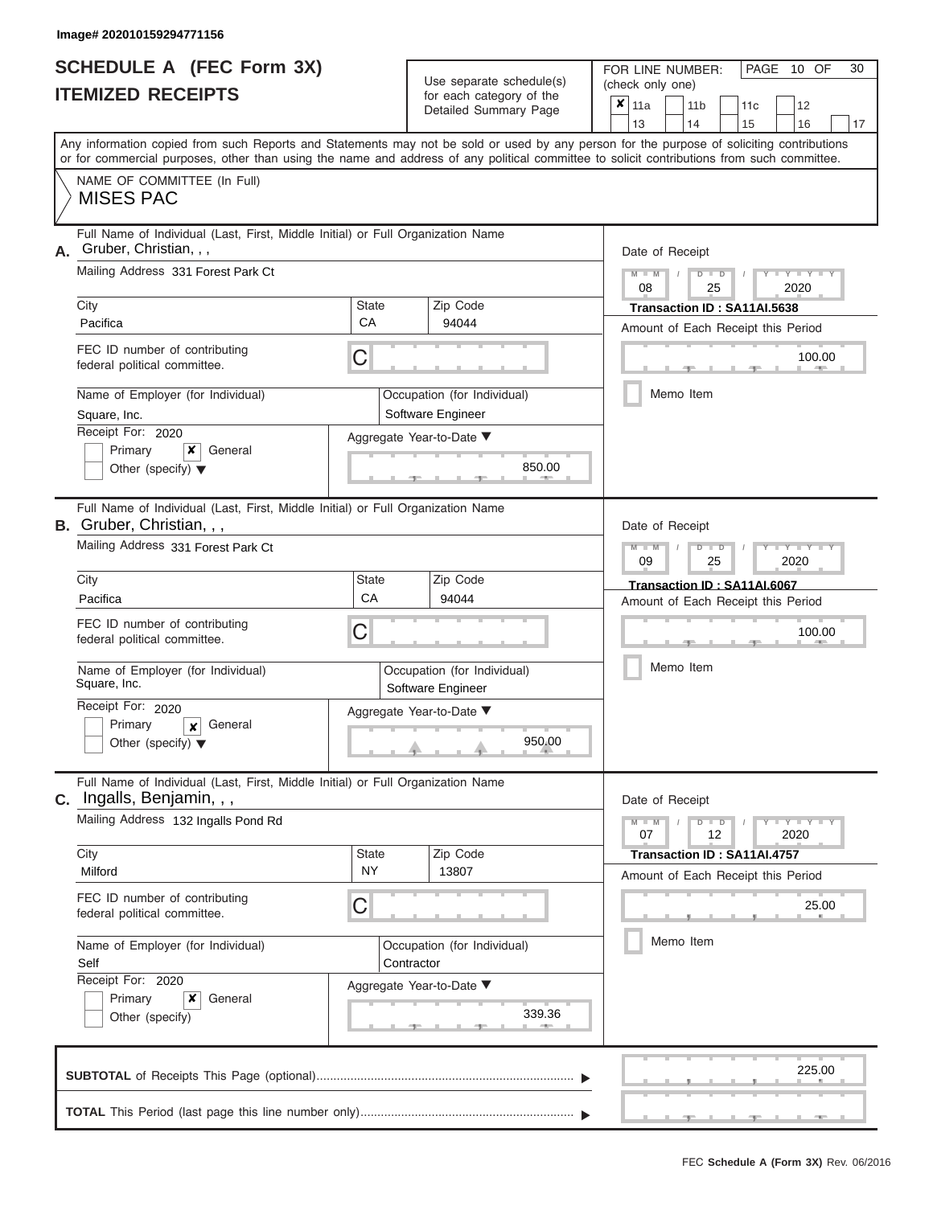Image# 202010159294771156

# SCHEDULE A (FEC Form 3X)
## ITEMIZED RECEIPTS

Use separate schedule(s) for each category of the Detailed Summary Page

FOR LINE NUMBER: (check only one)

| ✘ 11a | 11b | 11c | 12 |
|---|---|---|---|
| 13 | 14 | 15 | 16 | 17 |

PAGE 10 OF 30

Any information copied from such Reports and Statements may not be sold or used by any person for the purpose of soliciting contributions or for commercial purposes, other than using the name and address of any political committee to solicit contributions from such committee.

NAME OF COMMITTEE (In Full)
MISES PAC

---

**A.** Full Name of Individual (Last, First, Middle Initial) or Full Organization Name
Gruber, Christian, , ,

Mailing Address 331 Forest Park Ct

City: Pacifica | State: CA | Zip Code: 94044

FEC ID number of contributing federal political committee. C

Name of Employer (for Individual): Square, Inc.
Occupation (for Individual): Software Engineer

Receipt For: 2020
Primary ✘ General
Other (specify)

Aggregate Year-to-Date: 850.00

Date of Receipt: 08 / 25 / 2020
Transaction ID : SA11AI.5638
Amount of Each Receipt this Period: 100.00
Memo Item

---

**B.** Full Name of Individual (Last, First, Middle Initial) or Full Organization Name
Gruber, Christian, , ,

Mailing Address 331 Forest Park Ct

City: Pacifica | State: CA | Zip Code: 94044

FEC ID number of contributing federal political committee. C

Name of Employer (for Individual): Square, Inc.
Occupation (for Individual): Software Engineer

Receipt For: 2020
Primary ✘ General
Other (specify)

Aggregate Year-to-Date: 950.00

Date of Receipt: 09 / 25 / 2020
Transaction ID : SA11AI.6067
Amount of Each Receipt this Period: 100.00
Memo Item

---

**C.** Full Name of Individual (Last, First, Middle Initial) or Full Organization Name
Ingalls, Benjamin, , ,

Mailing Address 132 Ingalls Pond Rd

City: Milford | State: NY | Zip Code: 13807

FEC ID number of contributing federal political committee. C

Name of Employer (for Individual): Self
Occupation (for Individual): Contractor

Receipt For: 2020
Primary ✘ General
Other (specify)

Aggregate Year-to-Date: 339.36

Date of Receipt: 07 / 12 / 2020
Transaction ID : SA11AI.4757
Amount of Each Receipt this Period: 25.00
Memo Item

---

**SUBTOTAL** of Receipts This Page (optional): 225.00

**TOTAL** This Period (last page this line number only):

FEC Schedule A (Form 3X) Rev. 06/2016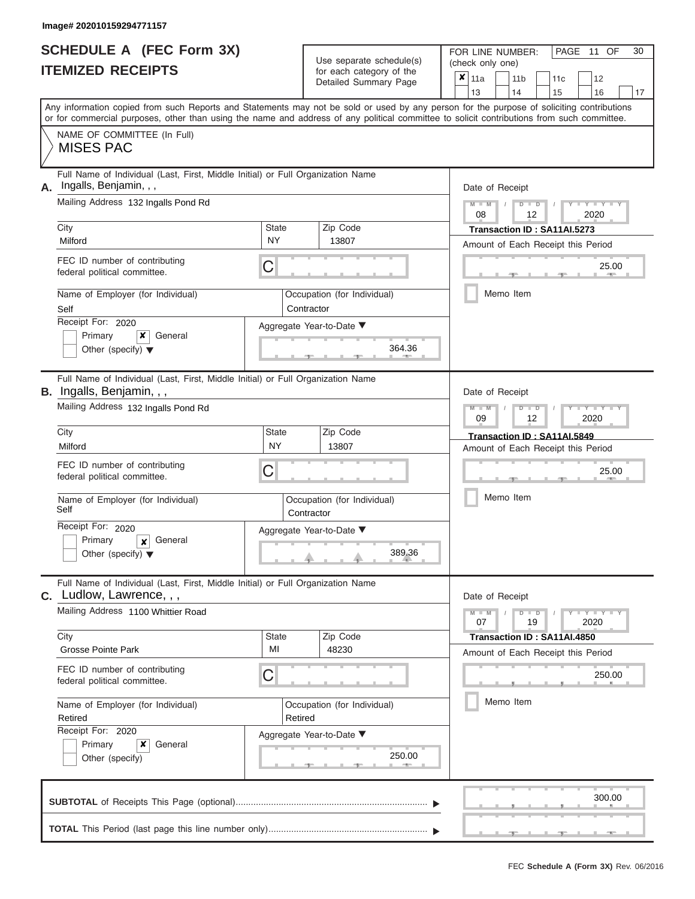Image# 202010159294771157

# SCHEDULE A (FEC Form 3X)
## ITEMIZED RECEIPTS

Use separate schedule(s) for each category of the Detailed Summary Page

FOR LINE NUMBER: (check only one)
- [x] 11a
- [ ] 11b
- [ ] 11c
- [ ] 12
- [ ] 13
- [ ] 14
- [ ] 15
- [ ] 16
- [ ] 17

PAGE 11 OF 30

Any information copied from such Reports and Statements may not be sold or used by any person for the purpose of soliciting contributions or for commercial purposes, other than using the name and address of any political committee to solicit contributions from such committee.

NAME OF COMMITTEE (In Full)
MISES PAC

---

**A.** Full Name of Individual (Last, First, Middle Initial) or Full Organization Name: Ingalls, Benjamin, , ,

Mailing Address: 132 Ingalls Pond Rd

City: Milford | State: NY | Zip Code: 13807

FEC ID number of contributing federal political committee: C

Name of Employer (for Individual): Self

Occupation (for Individual): Contractor

Receipt For: 2020
- [ ] Primary
- [x] General
- [ ] Other (specify)

Aggregate Year-to-Date: 364.36

Date of Receipt: 08 / 12 / 2020

Transaction ID : SA11AI.5273

Amount of Each Receipt this Period: 25.00

- [ ] Memo Item

---

**B.** Full Name of Individual (Last, First, Middle Initial) or Full Organization Name: Ingalls, Benjamin, , ,

Mailing Address: 132 Ingalls Pond Rd

City: Milford | State: NY | Zip Code: 13807

FEC ID number of contributing federal political committee: C

Name of Employer (for Individual): Self

Occupation (for Individual): Contractor

Receipt For: 2020
- [ ] Primary
- [x] General
- [ ] Other (specify)

Aggregate Year-to-Date: 389.36

Date of Receipt: 09 / 12 / 2020

Transaction ID : SA11AI.5849

Amount of Each Receipt this Period: 25.00

- [ ] Memo Item

---

**C.** Full Name of Individual (Last, First, Middle Initial) or Full Organization Name: Ludlow, Lawrence, , ,

Mailing Address: 1100 Whittier Road

City: Grosse Pointe Park | State: MI | Zip Code: 48230

FEC ID number of contributing federal political committee: C

Name of Employer (for Individual): Retired

Occupation (for Individual): Retired

Receipt For: 2020
- [ ] Primary
- [x] General
- [ ] Other (specify)

Aggregate Year-to-Date: 250.00

Date of Receipt: 07 / 19 / 2020

Transaction ID : SA11AI.4850

Amount of Each Receipt this Period: 250.00

- [ ] Memo Item

---

**SUBTOTAL** of Receipts This Page (optional): 300.00

**TOTAL** This Period (last page this line number only):

FEC **Schedule A (Form 3X)** Rev. 06/2016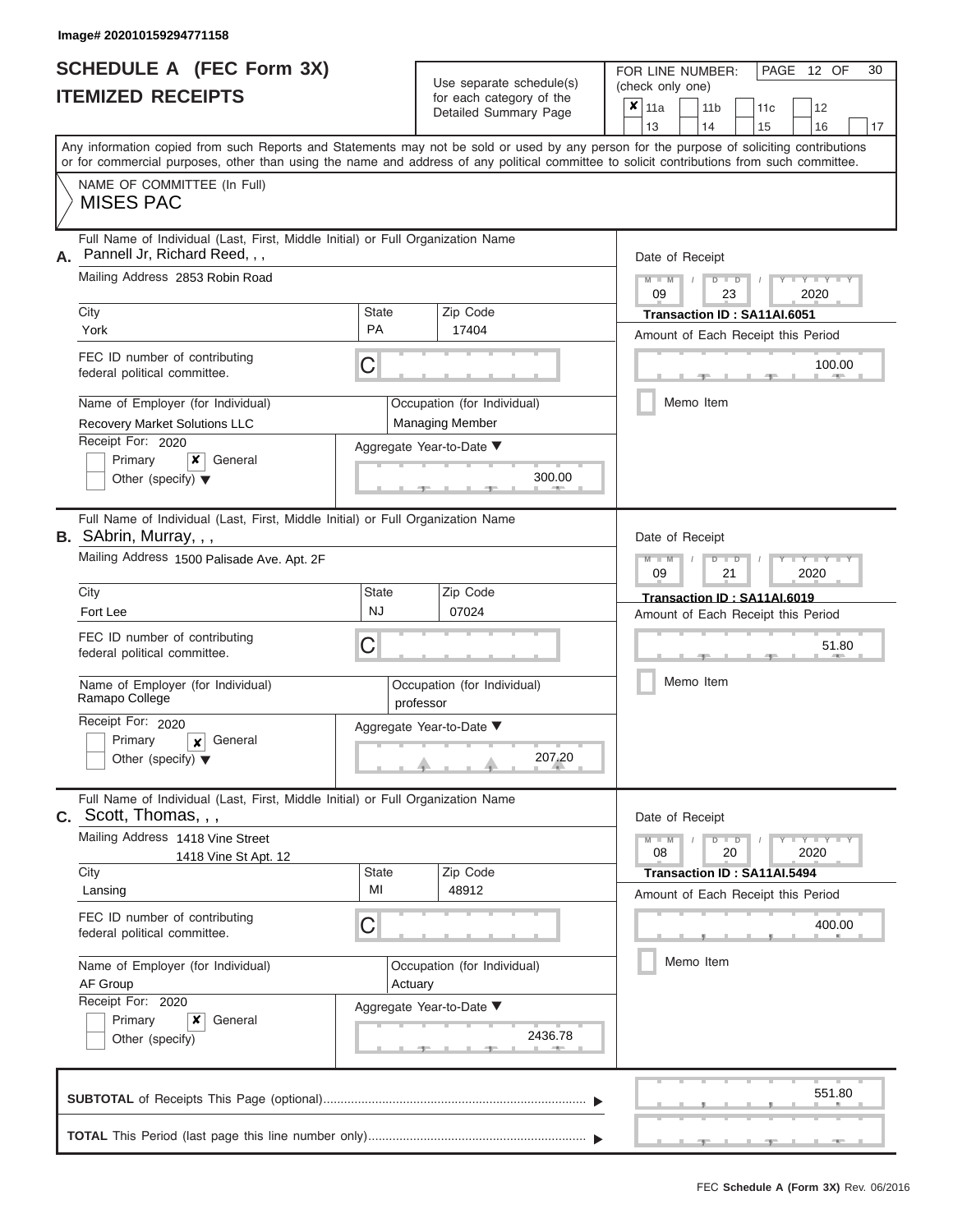Image# 202010159294771158

# SCHEDULE A (FEC Form 3X)
## ITEMIZED RECEIPTS

Use separate schedule(s) for each category of the Detailed Summary Page

FOR LINE NUMBER: (check only one)

- [x] 11a
- [ ] 11b
- [ ] 11c
- [ ] 12
- [ ] 13
- [ ] 14
- [ ] 15
- [ ] 16
- [ ] 17

PAGE 12 OF 30

Any information copied from such Reports and Statements may not be sold or used by any person for the purpose of soliciting contributions or for commercial purposes, other than using the name and address of any political committee to solicit contributions from such committee.

NAME OF COMMITTEE (In Full)
MISES PAC

---

**A.** Full Name of Individual (Last, First, Middle Initial) or Full Organization Name: Pannell Jr, Richard Reed, , ,

Mailing Address: 2853 Robin Road

City: York | State: PA | Zip Code: 17404

FEC ID number of contributing federal political committee: C

Name of Employer (for Individual): Recovery Market Solutions LLC

Occupation (for Individual): Managing Member

Receipt For: 2020 — Primary [ ] General [x] Other (specify) [ ]

Aggregate Year-to-Date: 300.00

Date of Receipt: 09 / 23 / 2020

Transaction ID : SA11AI.6051

Amount of Each Receipt this Period: 100.00

Memo Item [ ]

---

**B.** Full Name of Individual (Last, First, Middle Initial) or Full Organization Name: SAbrin, Murray, , ,

Mailing Address: 1500 Palisade Ave. Apt. 2F

City: Fort Lee | State: NJ | Zip Code: 07024

FEC ID number of contributing federal political committee: C

Name of Employer (for Individual): Ramapo College

Occupation (for Individual): professor

Receipt For: 2020 — Primary [ ] General [x] Other (specify) [ ]

Aggregate Year-to-Date: 207.20

Date of Receipt: 09 / 21 / 2020

Transaction ID : SA11AI.6019

Amount of Each Receipt this Period: 51.80

Memo Item [ ]

---

**C.** Full Name of Individual (Last, First, Middle Initial) or Full Organization Name: Scott, Thomas, , ,

Mailing Address: 1418 Vine Street, 1418 Vine St Apt. 12

City: Lansing | State: MI | Zip Code: 48912

FEC ID number of contributing federal political committee: C

Name of Employer (for Individual): AF Group

Occupation (for Individual): Actuary

Receipt For: 2020 — Primary [ ] General [x] Other (specify) [ ]

Aggregate Year-to-Date: 2436.78

Date of Receipt: 08 / 20 / 2020

Transaction ID : SA11AI.5494

Amount of Each Receipt this Period: 400.00

Memo Item [ ]

---

**SUBTOTAL** of Receipts This Page (optional): 551.80

**TOTAL** This Period (last page this line number only):

FEC Schedule A (Form 3X) Rev. 06/2016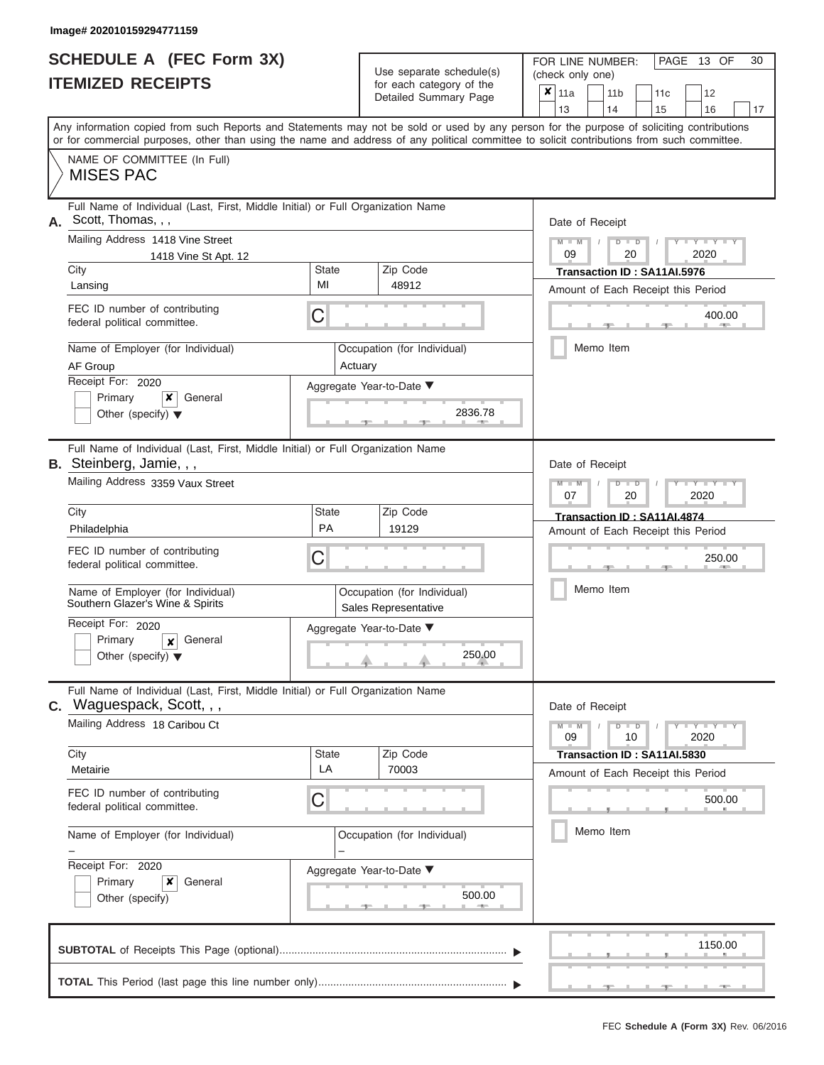Image# 202010159294771159

# SCHEDULE A (FEC Form 3X)
## ITEMIZED RECEIPTS

Use separate schedule(s) for each category of the Detailed Summary Page

FOR LINE NUMBER: (check only one)
✘ 11a | 11b | 11c | 12 | 13 | 14 | 15 | 16 | 17

PAGE 13 OF 30

Any information copied from such Reports and Statements may not be sold or used by any person for the purpose of soliciting contributions or for commercial purposes, other than using the name and address of any political committee to solicit contributions from such committee.

NAME OF COMMITTEE (In Full)
MISES PAC

---

**A.** Full Name of Individual (Last, First, Middle Initial) or Full Organization Name: Scott, Thomas, , ,

Mailing Address: 1418 Vine Street
1418 Vine St Apt. 12

City: Lansing | State: MI | Zip Code: 48912

FEC ID number of contributing federal political committee: C

Name of Employer (for Individual): AF Group
Occupation (for Individual): Actuary

Receipt For: 2020
Primary ✘ General
Other (specify)

Aggregate Year-to-Date: 2836.78

Date of Receipt: 09 / 20 / 2020
Transaction ID : SA11AI.5976
Amount of Each Receipt this Period: 400.00
Memo Item

---

**B.** Full Name of Individual (Last, First, Middle Initial) or Full Organization Name: Steinberg, Jamie, , ,

Mailing Address: 3359 Vaux Street

City: Philadelphia | State: PA | Zip Code: 19129

FEC ID number of contributing federal political committee: C

Name of Employer (for Individual): Southern Glazer's Wine & Spirits
Occupation (for Individual): Sales Representative

Receipt For: 2020
Primary ✘ General
Other (specify)

Aggregate Year-to-Date: 250.00

Date of Receipt: 07 / 20 / 2020
Transaction ID : SA11AI.4874
Amount of Each Receipt this Period: 250.00
Memo Item

---

**C.** Full Name of Individual (Last, First, Middle Initial) or Full Organization Name: Waguespack, Scott, , ,

Mailing Address: 18 Caribou Ct

City: Metairie | State: LA | Zip Code: 70003

FEC ID number of contributing federal political committee: C

Name of Employer (for Individual): –
Occupation (for Individual): –

Receipt For: 2020
Primary ✘ General
Other (specify)

Aggregate Year-to-Date: 500.00

Date of Receipt: 09 / 10 / 2020
Transaction ID : SA11AI.5830
Amount of Each Receipt this Period: 500.00
Memo Item

---

**SUBTOTAL** of Receipts This Page (optional): 1150.00

**TOTAL** This Period (last page this line number only):

FEC **Schedule A (Form 3X)** Rev. 06/2016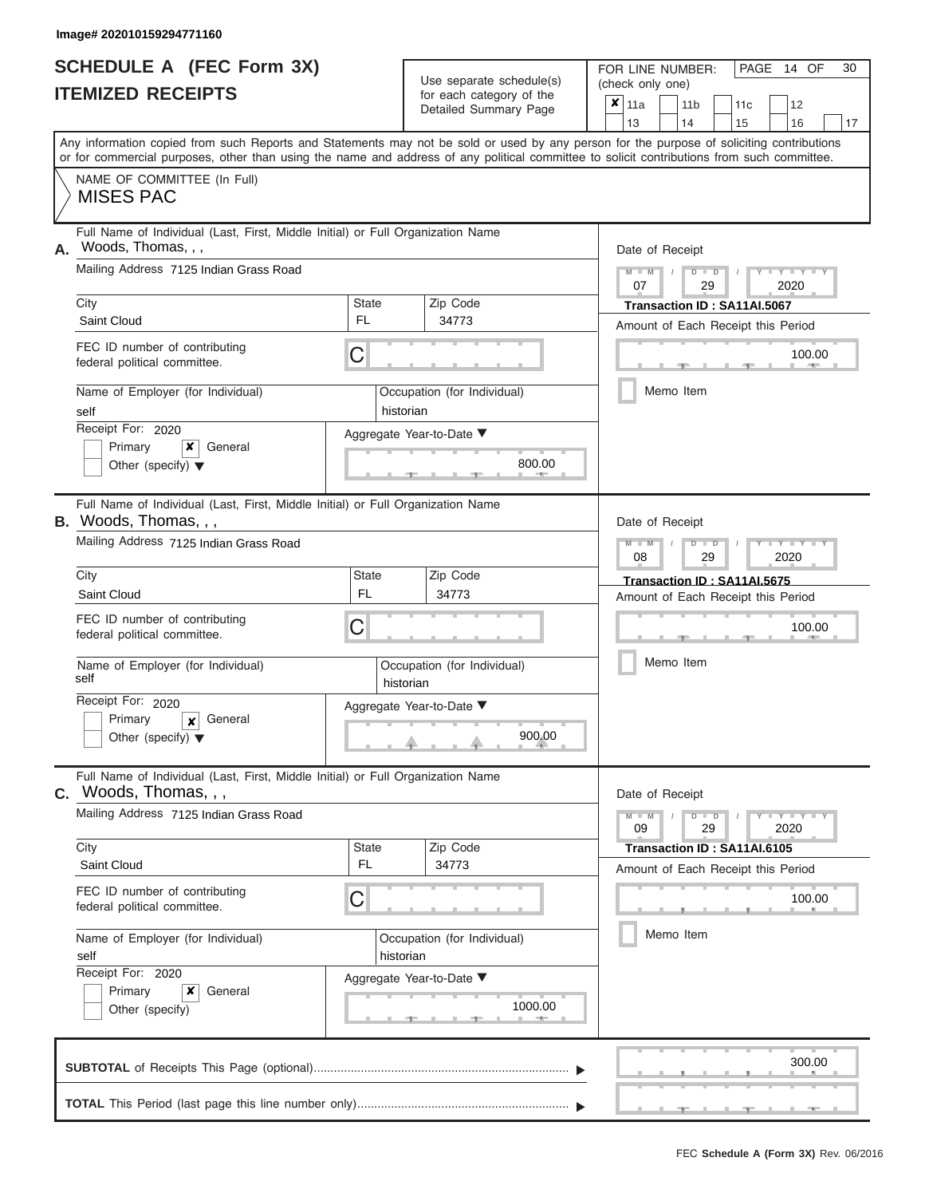Image# 202010159294771160

# SCHEDULE A (FEC Form 3X)
## ITEMIZED RECEIPTS

Use separate schedule(s) for each category of the Detailed Summary Page

FOR LINE NUMBER: (check only one)

- [x] 11a
- [ ] 11b
- [ ] 11c
- [ ] 12
- [ ] 13
- [ ] 14
- [ ] 15
- [ ] 16
- [ ] 17

PAGE 14 OF 30

Any information copied from such Reports and Statements may not be sold or used by any person for the purpose of soliciting contributions or for commercial purposes, other than using the name and address of any political committee to solicit contributions from such committee.

NAME OF COMMITTEE (In Full)
MISES PAC

---

**A.** Full Name of Individual (Last, First, Middle Initial) or Full Organization Name: Woods, Thomas, , ,

Mailing Address: 7125 Indian Grass Road

| City | State | Zip Code |
|---|---|---|
| Saint Cloud | FL | 34773 |

FEC ID number of contributing federal political committee: C

Name of Employer (for Individual): self
Occupation (for Individual): historian

Receipt For: 2020
- [ ] Primary
- [x] General
- [ ] Other (specify)

Aggregate Year-to-Date: 800.00

Date of Receipt: 07 / 29 / 2020
Transaction ID : SA11AI.5067
Amount of Each Receipt this Period: 100.00
- [ ] Memo Item

---

**B.** Full Name of Individual (Last, First, Middle Initial) or Full Organization Name: Woods, Thomas, , ,

Mailing Address: 7125 Indian Grass Road

| City | State | Zip Code |
|---|---|---|
| Saint Cloud | FL | 34773 |

FEC ID number of contributing federal political committee: C

Name of Employer (for Individual): self
Occupation (for Individual): historian

Receipt For: 2020
- [ ] Primary
- [x] General
- [ ] Other (specify)

Aggregate Year-to-Date: 900.00

Date of Receipt: 08 / 29 / 2020
Transaction ID : SA11AI.5675
Amount of Each Receipt this Period: 100.00
- [ ] Memo Item

---

**C.** Full Name of Individual (Last, First, Middle Initial) or Full Organization Name: Woods, Thomas, , ,

Mailing Address: 7125 Indian Grass Road

| City | State | Zip Code |
|---|---|---|
| Saint Cloud | FL | 34773 |

FEC ID number of contributing federal political committee: C

Name of Employer (for Individual): self
Occupation (for Individual): historian

Receipt For: 2020
- [ ] Primary
- [x] General
- [ ] Other (specify)

Aggregate Year-to-Date: 1000.00

Date of Receipt: 09 / 29 / 2020
Transaction ID : SA11AI.6105
Amount of Each Receipt this Period: 100.00
- [ ] Memo Item

---

**SUBTOTAL** of Receipts This Page (optional): 300.00

**TOTAL** This Period (last page this line number only):

FEC **Schedule A (Form 3X)** Rev. 06/2016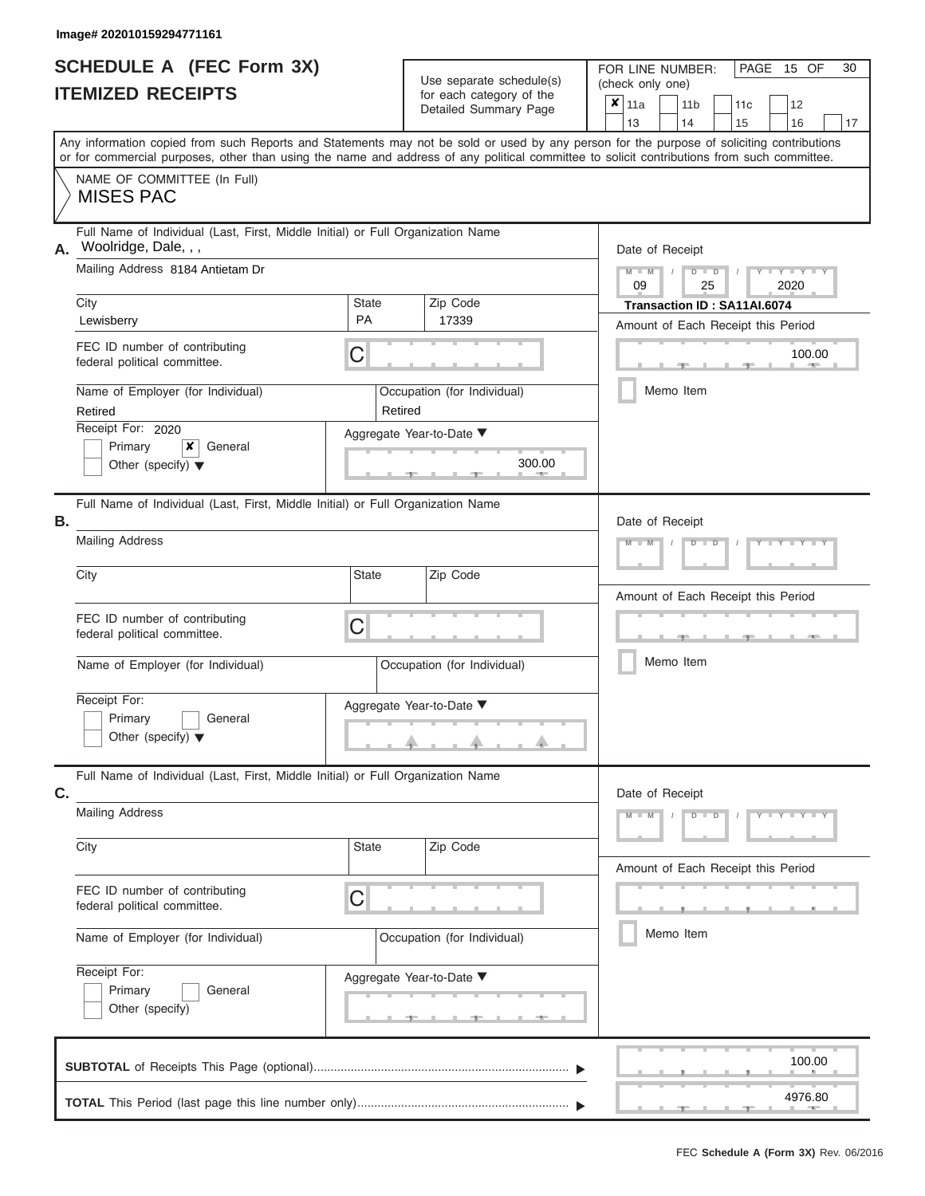Image# 202010159294771161

# SCHEDULE A (FEC Form 3X)
# ITEMIZED RECEIPTS

Use separate schedule(s) for each category of the Detailed Summary Page

FOR LINE NUMBER: (check only one)

- [x] 11a
- [ ] 11b
- [ ] 11c
- [ ] 12
- [ ] 13
- [ ] 14
- [ ] 15
- [ ] 16
- [ ] 17

Any information copied from such Reports and Statements may not be sold or used by any person for the purpose of soliciting contributions or for commercial purposes, other than using the name and address of any political committee to solicit contributions from such committee.

NAME OF COMMITTEE (In Full)
MISES PAC

## A.

Full Name of Individual (Last, First, Middle Initial) or Full Organization Name: Woolridge, Dale, , ,

Mailing Address: 8184 Antietam Dr

City: Lewisberry | State: PA | Zip Code: 17339

FEC ID number of contributing federal political committee: C

Name of Employer (for Individual): Retired

Occupation (for Individual): Retired

Receipt For: 2020
- [ ] Primary
- [x] General
- [ ] Other (specify)

Aggregate Year-to-Date: 300.00

Date of Receipt: 09 / 25 / 2020

**Transaction ID : SA11AI.6074**

Amount of Each Receipt this Period: 100.00

- [ ] Memo Item

## B.

Full Name of Individual (Last, First, Middle Initial) or Full Organization Name:

Mailing Address:

City: | State: | Zip Code:

FEC ID number of contributing federal political committee: C

Name of Employer (for Individual): | Occupation (for Individual):

Receipt For:
- [ ] Primary
- [ ] General
- [ ] Other (specify)

Aggregate Year-to-Date:

Date of Receipt:

Amount of Each Receipt this Period:

- [ ] Memo Item

## C.

Full Name of Individual (Last, First, Middle Initial) or Full Organization Name:

Mailing Address:

City: | State: | Zip Code:

FEC ID number of contributing federal political committee: C

Name of Employer (for Individual): | Occupation (for Individual):

Receipt For:
- [ ] Primary
- [ ] General
- [ ] Other (specify)

Aggregate Year-to-Date:

Date of Receipt:

Amount of Each Receipt this Period:

- [ ] Memo Item

**SUBTOTAL** of Receipts This Page (optional): 100.00

**TOTAL** This Period (last page this line number only): 4976.80

FEC **Schedule A (Form 3X)** Rev. 06/2016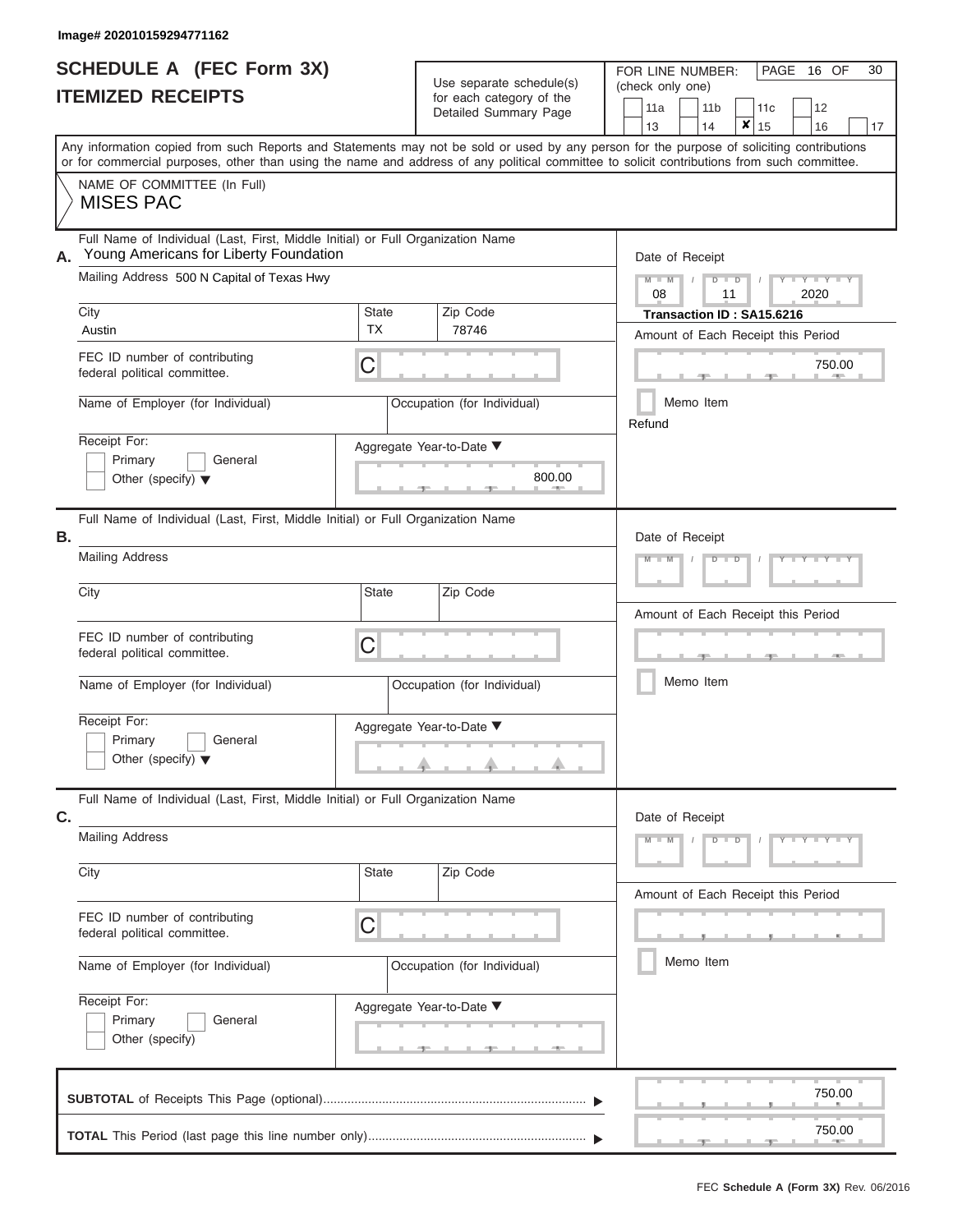Image# 202010159294771162

# SCHEDULE A (FEC Form 3X)
# ITEMIZED RECEIPTS

Use separate schedule(s) for each category of the Detailed Summary Page

FOR LINE NUMBER: (check only one)

11a | 11b | 11c | 12
13 | 14 | **X** 15 | 16 | 17

Any information copied from such Reports and Statements may not be sold or used by any person for the purpose of soliciting contributions or for commercial purposes, other than using the name and address of any political committee to solicit contributions from such committee.

NAME OF COMMITTEE (In Full)
MISES PAC

**A.** Full Name of Individual (Last, First, Middle Initial) or Full Organization Name
Young Americans for Liberty Foundation

Mailing Address 500 N Capital of Texas Hwy

City: Austin | State: TX | Zip Code: 78746

FEC ID number of contributing federal political committee. C

Name of Employer (for Individual)
Occupation (for Individual)

Receipt For:
Primary | General
Other (specify)

Aggregate Year-to-Date: 800.00

Date of Receipt: 08 / 11 / 2020
**Transaction ID : SA15.6216**

Amount of Each Receipt this Period: 750.00

Memo Item
Refund

**B.** Full Name of Individual (Last, First, Middle Initial) or Full Organization Name

Mailing Address

City | State | Zip Code

FEC ID number of contributing federal political committee. C

Name of Employer (for Individual)
Occupation (for Individual)

Receipt For:
Primary | General
Other (specify)

Aggregate Year-to-Date

Date of Receipt

Amount of Each Receipt this Period

Memo Item

**C.** Full Name of Individual (Last, First, Middle Initial) or Full Organization Name

Mailing Address

City | State | Zip Code

FEC ID number of contributing federal political committee. C

Name of Employer (for Individual)
Occupation (for Individual)

Receipt For:
Primary | General
Other (specify)

Aggregate Year-to-Date

Date of Receipt

Amount of Each Receipt this Period

Memo Item

**SUBTOTAL** of Receipts This Page (optional): 750.00

**TOTAL** This Period (last page this line number only): 750.00

FEC **Schedule A (Form 3X)** Rev. 06/2016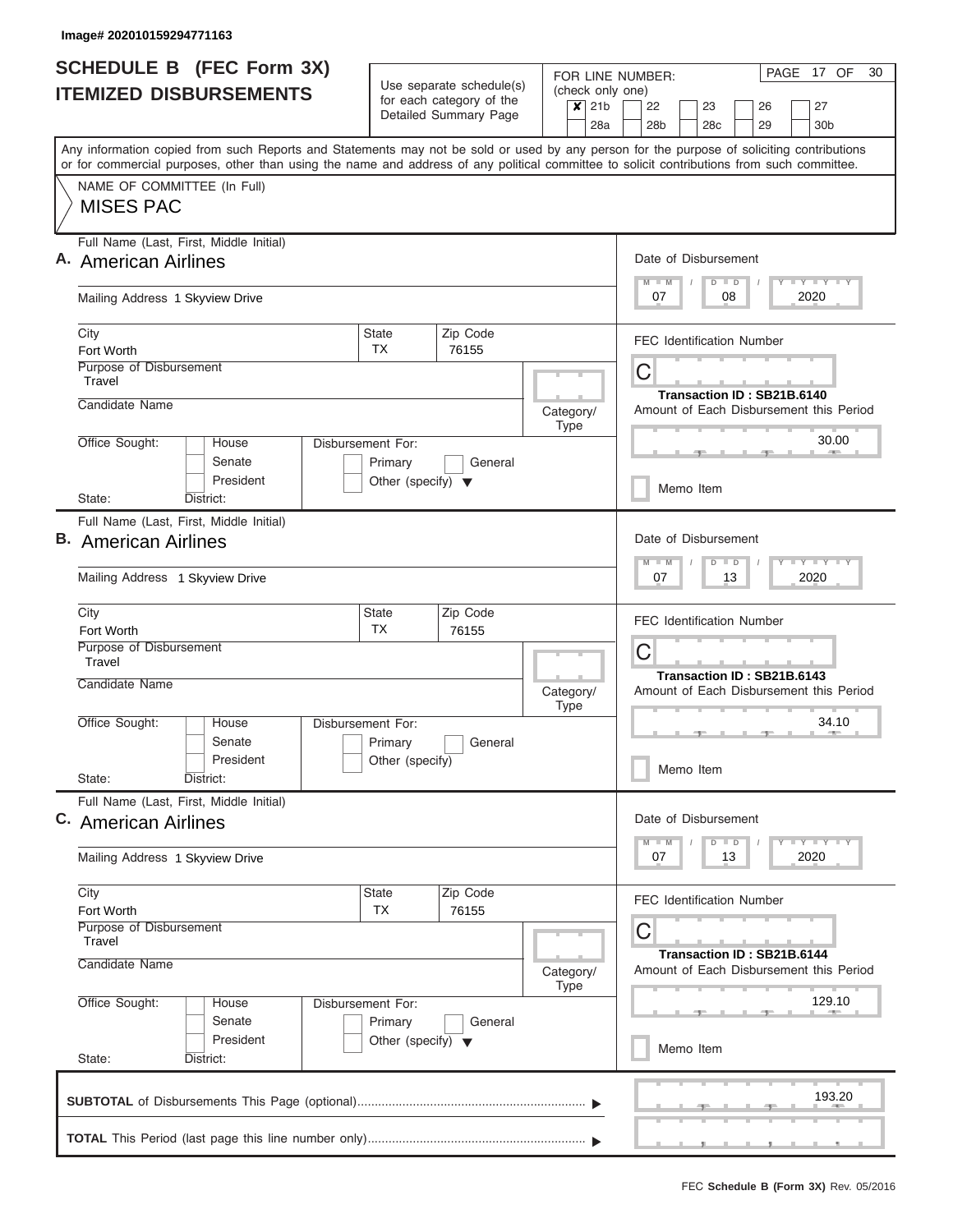Image# 202010159294771163

# SCHEDULE B (FEC Form 3X)
## ITEMIZED DISBURSEMENTS

Use separate schedule(s) for each category of the Detailed Summary Page

FOR LINE NUMBER: (check only one)

- [x] 21b
- [ ] 22
- [ ] 23
- [ ] 26
- [ ] 27
- [ ] 28a
- [ ] 28b
- [ ] 28c
- [ ] 29
- [ ] 30b

PAGE 17 OF 30

Any information copied from such Reports and Statements may not be sold or used by any person for the purpose of soliciting contributions or for commercial purposes, other than using the name and address of any political committee to solicit contributions from such committee.

NAME OF COMMITTEE (In Full)

MISES PAC

---

**A.** Full Name (Last, First, Middle Initial): American Airlines

Mailing Address: 1 Skyview Drive

City: Fort Worth | State: TX | Zip Code: 76155

Purpose of Disbursement: Travel

Candidate Name:

Category/Type:

Office Sought: [ ] House [ ] Senate [ ] President

State: District:

Disbursement For: [ ] Primary [ ] General [ ] Other (specify)

Date of Disbursement: 07 / 08 / 2020

FEC Identification Number: C

Transaction ID : SB21B.6140

Amount of Each Disbursement this Period: 30.00

[ ] Memo Item

---

**B.** Full Name (Last, First, Middle Initial): American Airlines

Mailing Address: 1 Skyview Drive

City: Fort Worth | State: TX | Zip Code: 76155

Purpose of Disbursement: Travel

Candidate Name:

Category/Type:

Office Sought: [ ] House [ ] Senate [ ] President

State: District:

Disbursement For: [ ] Primary [ ] General [ ] Other (specify)

Date of Disbursement: 07 / 13 / 2020

FEC Identification Number: C

Transaction ID : SB21B.6143

Amount of Each Disbursement this Period: 34.10

[ ] Memo Item

---

**C.** Full Name (Last, First, Middle Initial): American Airlines

Mailing Address: 1 Skyview Drive

City: Fort Worth | State: TX | Zip Code: 76155

Purpose of Disbursement: Travel

Candidate Name:

Category/Type:

Office Sought: [ ] House [ ] Senate [ ] President

State: District:

Disbursement For: [ ] Primary [ ] General [ ] Other (specify)

Date of Disbursement: 07 / 13 / 2020

FEC Identification Number: C

Transaction ID : SB21B.6144

Amount of Each Disbursement this Period: 129.10

[ ] Memo Item

---

**SUBTOTAL** of Disbursements This Page (optional): 193.20

**TOTAL** This Period (last page this line number only):

FEC **Schedule B (Form 3X)** Rev. 05/2016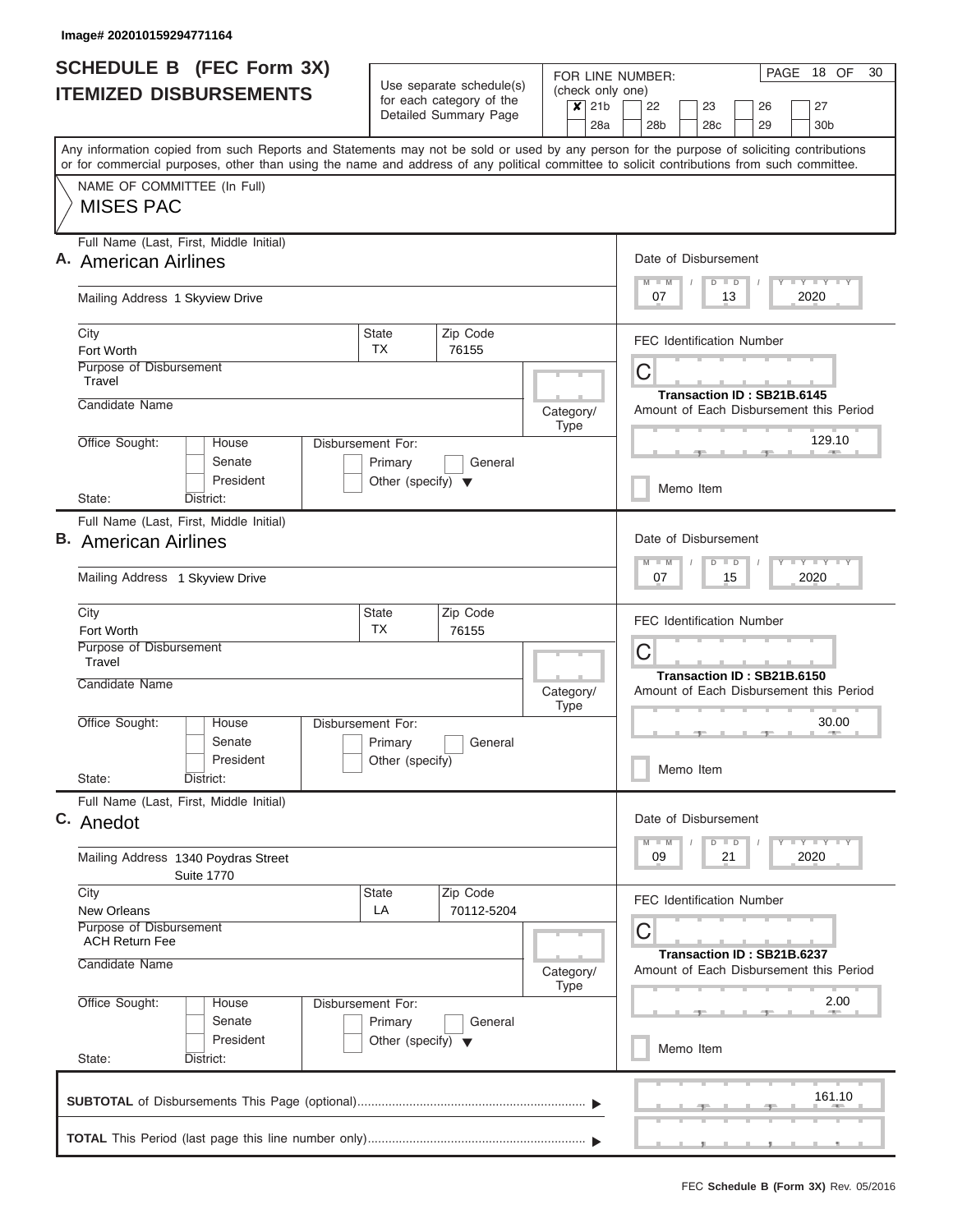Image# 202010159294771164

# SCHEDULE B (FEC Form 3X) ITEMIZED DISBURSEMENTS

Use separate schedule(s) for each category of the Detailed Summary Page

FOR LINE NUMBER: (check only one)
- [x] 21b
- [ ] 22
- [ ] 23
- [ ] 26
- [ ] 27
- [ ] 28a
- [ ] 28b
- [ ] 28c
- [ ] 29
- [ ] 30b

PAGE 18 OF 30

Any information copied from such Reports and Statements may not be sold or used by any person for the purpose of soliciting contributions or for commercial purposes, other than using the name and address of any political committee to solicit contributions from such committee.

NAME OF COMMITTEE (In Full)
MISES PAC

---

**A.** Full Name (Last, First, Middle Initial): American Airlines

Mailing Address: 1 Skyview Drive

City: Fort Worth | State: TX | Zip Code: 76155

Purpose of Disbursement: Travel

Candidate Name:

Category/Type:

Office Sought: House / Senate / President

State: District:

Disbursement For: Primary / General / Other (specify)

Date of Disbursement: 07 / 13 / 2020

FEC Identification Number: C

Transaction ID : SB21B.6145

Amount of Each Disbursement this Period: 129.10

Memo Item

---

**B.** Full Name (Last, First, Middle Initial): American Airlines

Mailing Address: 1 Skyview Drive

City: Fort Worth | State: TX | Zip Code: 76155

Purpose of Disbursement: Travel

Candidate Name:

Category/Type:

Office Sought: House / Senate / President

State: District:

Disbursement For: Primary / General / Other (specify)

Date of Disbursement: 07 / 15 / 2020

FEC Identification Number: C

Transaction ID : SB21B.6150

Amount of Each Disbursement this Period: 30.00

Memo Item

---

**C.** Full Name (Last, First, Middle Initial): Anedot

Mailing Address: 1340 Poydras Street, Suite 1770

City: New Orleans | State: LA | Zip Code: 70112-5204

Purpose of Disbursement: ACH Return Fee

Candidate Name:

Category/Type:

Office Sought: House / Senate / President

State: District:

Disbursement For: Primary / General / Other (specify)

Date of Disbursement: 09 / 21 / 2020

FEC Identification Number: C

Transaction ID : SB21B.6237

Amount of Each Disbursement this Period: 2.00

Memo Item

---

**SUBTOTAL** of Disbursements This Page (optional): 161.10

**TOTAL** This Period (last page this line number only):

FEC **Schedule B (Form 3X)** Rev. 05/2016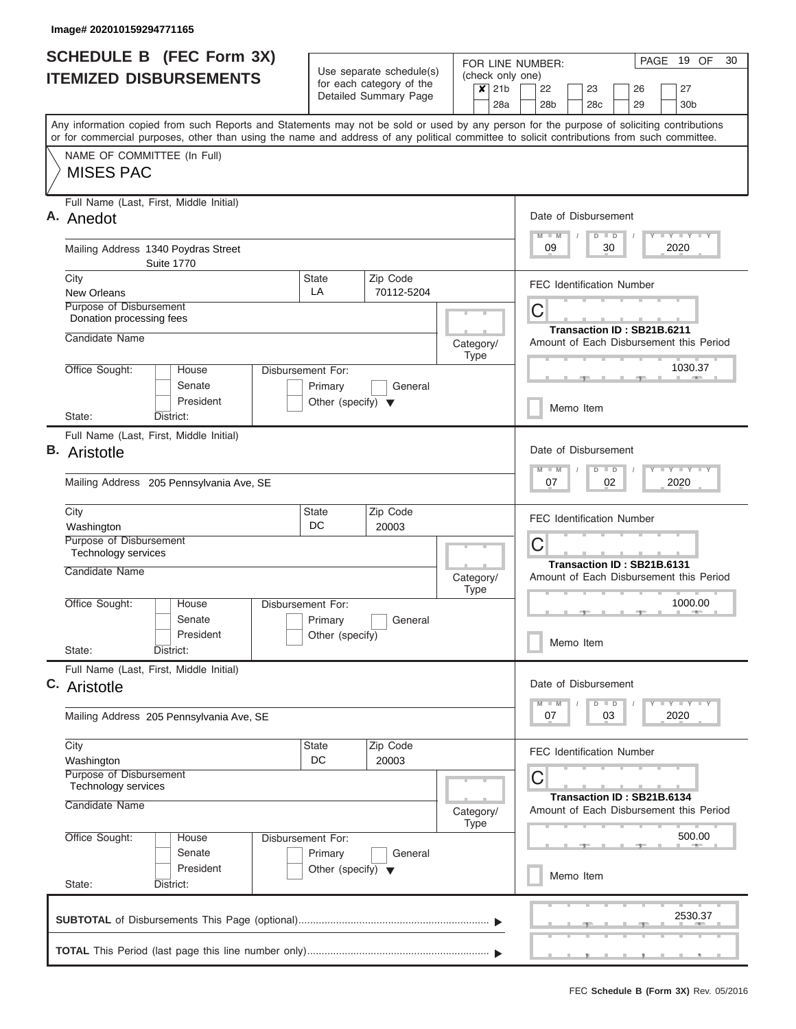Image# 202010159294771165

# SCHEDULE B (FEC Form 3X) ITEMIZED DISBURSEMENTS

Use separate schedule(s) for each category of the Detailed Summary Page

FOR LINE NUMBER: (check only one)

- [x] 21b
- [ ] 22
- [ ] 23
- [ ] 26
- [ ] 27
- [ ] 28a
- [ ] 28b
- [ ] 28c
- [ ] 29
- [ ] 30b

PAGE 19 OF 30

Any information copied from such Reports and Statements may not be sold or used by any person for the purpose of soliciting contributions or for commercial purposes, other than using the name and address of any political committee to solicit contributions from such committee.

NAME OF COMMITTEE (In Full)

MISES PAC

---

**A.** Full Name (Last, First, Middle Initial): Anedot

Mailing Address: 1340 Poydras Street, Suite 1770

City: New Orleans | State: LA | Zip Code: 70112-5204

Purpose of Disbursement: Donation processing fees

Candidate Name:

Category/Type:

Office Sought: House / Senate / President

State: District:

Disbursement For: Primary / General / Other (specify)

Date of Disbursement: 09 / 30 / 2020

FEC Identification Number: C

Transaction ID : SB21B.6211

Amount of Each Disbursement this Period: 1030.37

Memo Item

---

**B.** Full Name (Last, First, Middle Initial): Aristotle

Mailing Address: 205 Pennsylvania Ave, SE

City: Washington | State: DC | Zip Code: 20003

Purpose of Disbursement: Technology services

Candidate Name:

Category/Type:

Office Sought: House / Senate / President

State: District:

Disbursement For: Primary / General / Other (specify)

Date of Disbursement: 07 / 02 / 2020

FEC Identification Number: C

Transaction ID : SB21B.6131

Amount of Each Disbursement this Period: 1000.00

Memo Item

---

**C.** Full Name (Last, First, Middle Initial): Aristotle

Mailing Address: 205 Pennsylvania Ave, SE

City: Washington | State: DC | Zip Code: 20003

Purpose of Disbursement: Technology services

Candidate Name:

Category/Type:

Office Sought: House / Senate / President

State: District:

Disbursement For: Primary / General / Other (specify)

Date of Disbursement: 07 / 03 / 2020

FEC Identification Number: C

Transaction ID : SB21B.6134

Amount of Each Disbursement this Period: 500.00

Memo Item

---

**SUBTOTAL** of Disbursements This Page (optional): 2530.37

**TOTAL** This Period (last page this line number only):

FEC **Schedule B (Form 3X)** Rev. 05/2016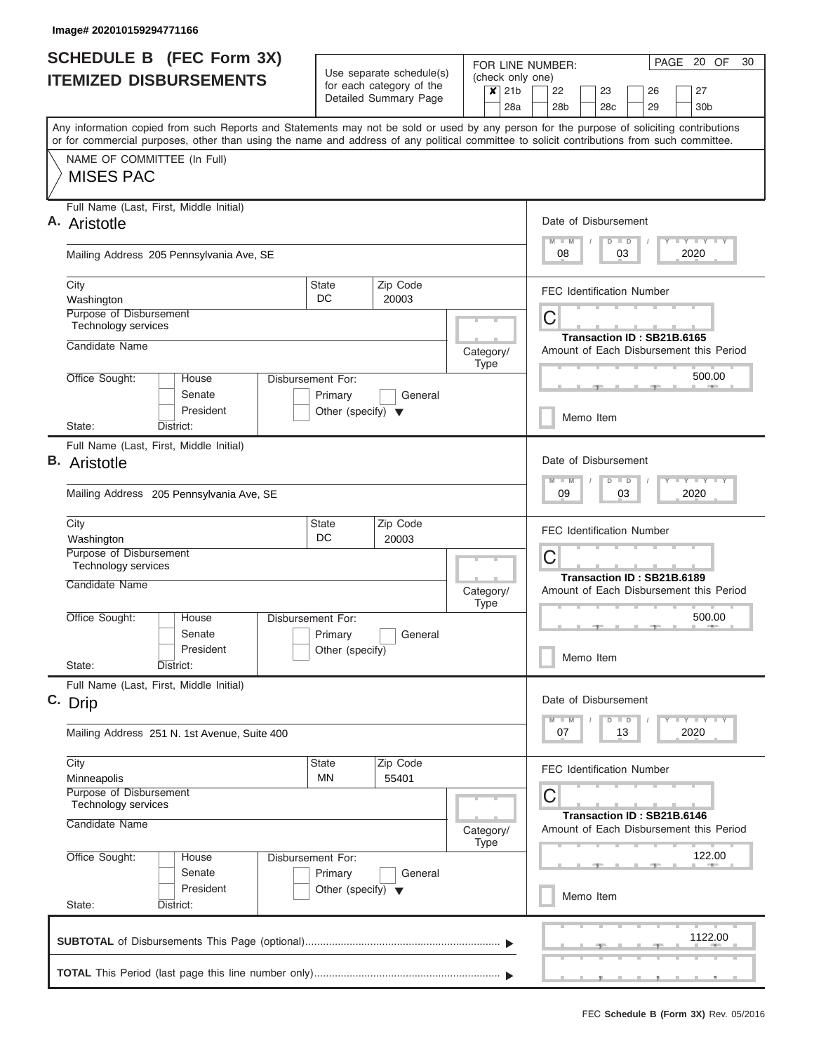Image# 202010159294771166

# SCHEDULE B (FEC Form 3X)
## ITEMIZED DISBURSEMENTS

Use separate schedule(s) for each category of the Detailed Summary Page

FOR LINE NUMBER: (check only one)

| | | | | | |
|---|---|---|---|---|---|
| ✘ 21b | 22 | 23 | 26 | 27 | |
| 28a | 28b | 28c | 29 | 30b | |

PAGE 20 OF 30

Any information copied from such Reports and Statements may not be sold or used by any person for the purpose of soliciting contributions or for commercial purposes, other than using the name and address of any political committee to solicit contributions from such committee.

NAME OF COMMITTEE (In Full)
MISES PAC

---

**A.** Full Name (Last, First, Middle Initial): Aristotle

Mailing Address: 205 Pennsylvania Ave, SE

City: Washington | State: DC | Zip Code: 20003

Purpose of Disbursement: Technology services

Candidate Name:

Category/Type:

Office Sought: House / Senate / President
State: District:

Disbursement For: Primary / General / Other (specify)

Date of Disbursement: 08 / 03 / 2020

FEC Identification Number: C

Transaction ID : SB21B.6165

Amount of Each Disbursement this Period: 500.00

Memo Item

---

**B.** Full Name (Last, First, Middle Initial): Aristotle

Mailing Address: 205 Pennsylvania Ave, SE

City: Washington | State: DC | Zip Code: 20003

Purpose of Disbursement: Technology services

Candidate Name:

Category/Type:

Office Sought: House / Senate / President
State: District:

Disbursement For: Primary / General / Other (specify)

Date of Disbursement: 09 / 03 / 2020

FEC Identification Number: C

Transaction ID : SB21B.6189

Amount of Each Disbursement this Period: 500.00

Memo Item

---

**C.** Full Name (Last, First, Middle Initial): Drip

Mailing Address: 251 N. 1st Avenue, Suite 400

City: Minneapolis | State: MN | Zip Code: 55401

Purpose of Disbursement: Technology services

Candidate Name:

Category/Type:

Office Sought: House / Senate / President
State: District:

Disbursement For: Primary / General / Other (specify)

Date of Disbursement: 07 / 13 / 2020

FEC Identification Number: C

Transaction ID : SB21B.6146

Amount of Each Disbursement this Period: 122.00

Memo Item

---

**SUBTOTAL** of Disbursements This Page (optional): 1122.00

**TOTAL** This Period (last page this line number only):

FEC **Schedule B (Form 3X)** Rev. 05/2016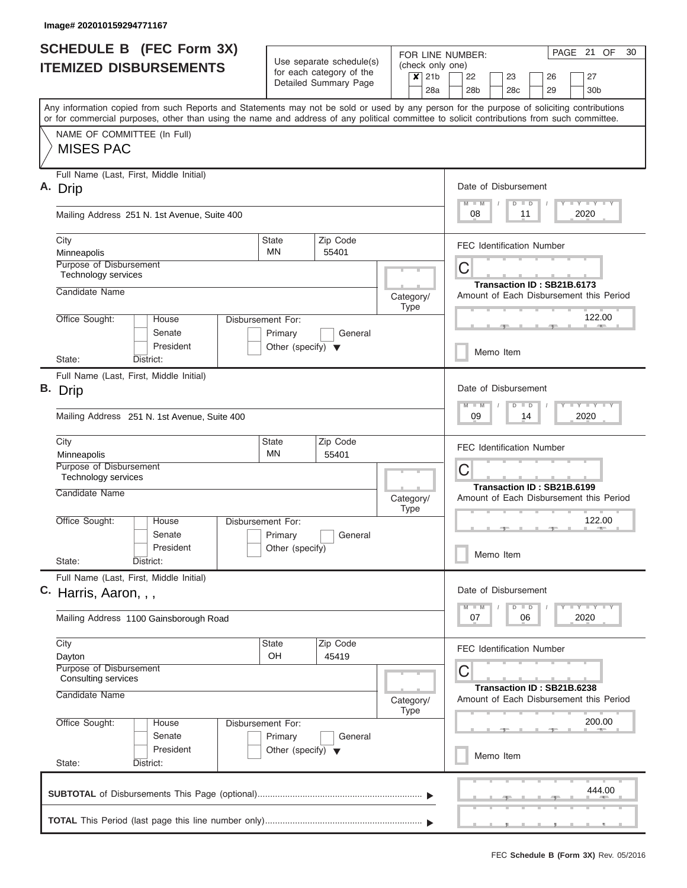Image# 202010159294771167

# SCHEDULE B (FEC Form 3X) ITEMIZED DISBURSEMENTS

Use separate schedule(s) for each category of the Detailed Summary Page

FOR LINE NUMBER: (check only one)

- [x] 21b
- [ ] 22
- [ ] 23
- [ ] 26
- [ ] 27
- [ ] 28a
- [ ] 28b
- [ ] 28c
- [ ] 29
- [ ] 30b

PAGE 21 OF 30

Any information copied from such Reports and Statements may not be sold or used by any person for the purpose of soliciting contributions or for commercial purposes, other than using the name and address of any political committee to solicit contributions from such committee.

NAME OF COMMITTEE (In Full)

MISES PAC

---

**A.** Full Name (Last, First, Middle Initial): Drip

Mailing Address: 251 N. 1st Avenue, Suite 400

City: Minneapolis | State: MN | Zip Code: 55401

Purpose of Disbursement: Technology services

Candidate Name:

Category/Type:

Office Sought: House / Senate / President

State: District:

Disbursement For: Primary / General / Other (specify)

Date of Disbursement: 08 / 11 / 2020

FEC Identification Number: C

Transaction ID : SB21B.6173

Amount of Each Disbursement this Period: 122.00

Memo Item

---

**B.** Full Name (Last, First, Middle Initial): Drip

Mailing Address: 251 N. 1st Avenue, Suite 400

City: Minneapolis | State: MN | Zip Code: 55401

Purpose of Disbursement: Technology services

Candidate Name:

Category/Type:

Office Sought: House / Senate / President

State: District:

Disbursement For: Primary / General / Other (specify)

Date of Disbursement: 09 / 14 / 2020

FEC Identification Number: C

Transaction ID : SB21B.6199

Amount of Each Disbursement this Period: 122.00

Memo Item

---

**C.** Full Name (Last, First, Middle Initial): Harris, Aaron, , ,

Mailing Address: 1100 Gainsborough Road

City: Dayton | State: OH | Zip Code: 45419

Purpose of Disbursement: Consulting services

Candidate Name:

Category/Type:

Office Sought: House / Senate / President

State: District:

Disbursement For: Primary / General / Other (specify)

Date of Disbursement: 07 / 06 / 2020

FEC Identification Number: C

Transaction ID : SB21B.6238

Amount of Each Disbursement this Period: 200.00

Memo Item

---

**SUBTOTAL** of Disbursements This Page (optional): 444.00

**TOTAL** This Period (last page this line number only):

FEC **Schedule B (Form 3X)** Rev. 05/2016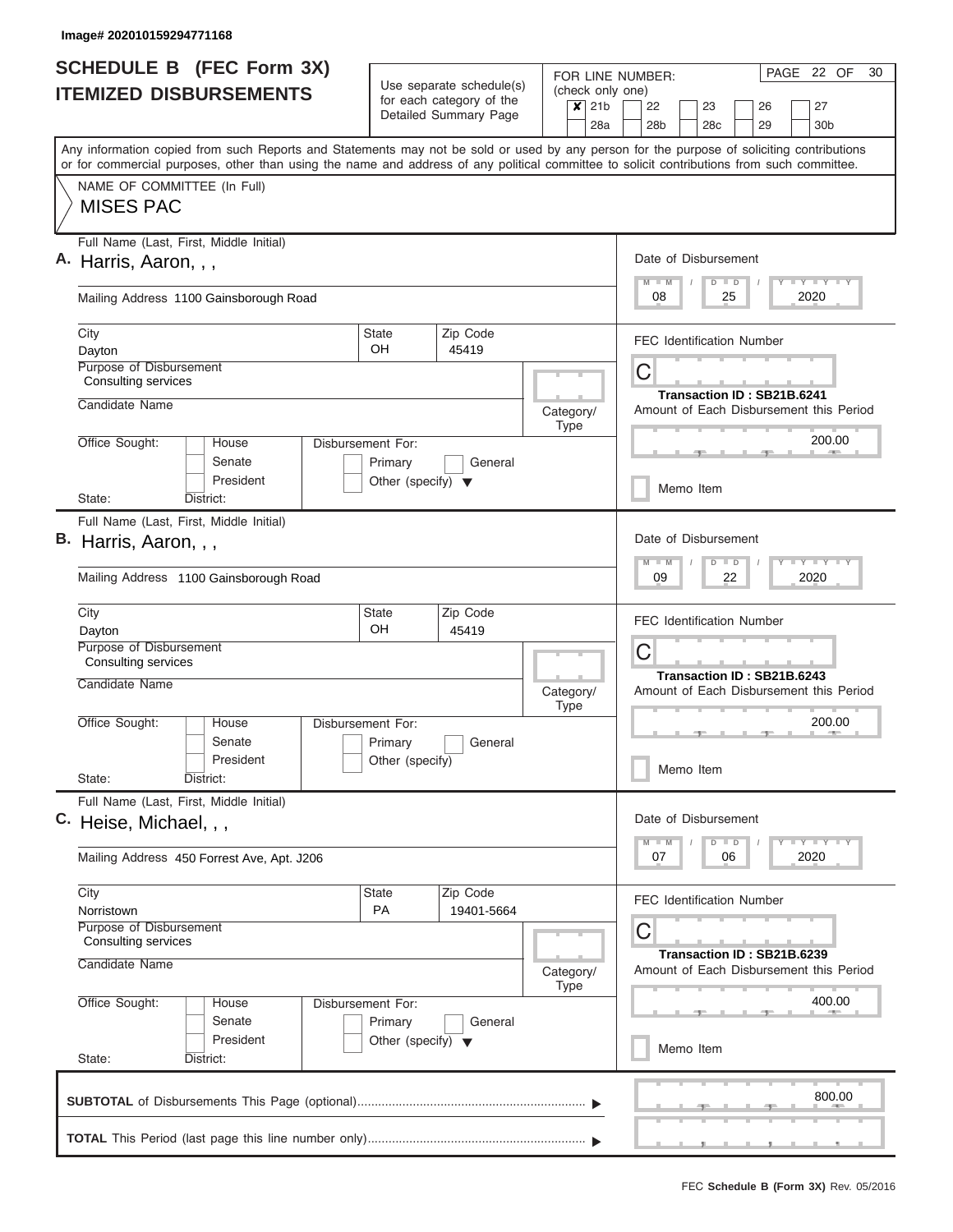Image# 202010159294771168

# SCHEDULE B (FEC Form 3X) ITEMIZED DISBURSEMENTS

Use separate schedule(s) for each category of the Detailed Summary Page

FOR LINE NUMBER: (check only one)
[X] 21b [ ] 22 [ ] 23 [ ] 26 [ ] 27
[ ] 28a [ ] 28b [ ] 28c [ ] 29 [ ] 30b

PAGE 22 OF 30

Any information copied from such Reports and Statements may not be sold or used by any person for the purpose of soliciting contributions or for commercial purposes, other than using the name and address of any political committee to solicit contributions from such committee.

NAME OF COMMITTEE (In Full)
MISES PAC

---

**A.** Full Name (Last, First, Middle Initial): Harris, Aaron, , ,

Mailing Address: 1100 Gainsborough Road

City: Dayton | State: OH | Zip Code: 45419

Purpose of Disbursement: Consulting services

Candidate Name:

Category/Type:

Office Sought: [ ] House [ ] Senate [ ] President
State: District:

Disbursement For: [ ] Primary [ ] General [ ] Other (specify)

Date of Disbursement: 08 / 25 / 2020

FEC Identification Number: C

Transaction ID : SB21B.6241

Amount of Each Disbursement this Period: 200.00

[ ] Memo Item

---

**B.** Full Name (Last, First, Middle Initial): Harris, Aaron, , ,

Mailing Address: 1100 Gainsborough Road

City: Dayton | State: OH | Zip Code: 45419

Purpose of Disbursement: Consulting services

Candidate Name:

Category/Type:

Office Sought: [ ] House [ ] Senate [ ] President
State: District:

Disbursement For: [ ] Primary [ ] General [ ] Other (specify)

Date of Disbursement: 09 / 22 / 2020

FEC Identification Number: C

Transaction ID : SB21B.6243

Amount of Each Disbursement this Period: 200.00

[ ] Memo Item

---

**C.** Full Name (Last, First, Middle Initial): Heise, Michael, , ,

Mailing Address: 450 Forrest Ave, Apt. J206

City: Norristown | State: PA | Zip Code: 19401-5664

Purpose of Disbursement: Consulting services

Candidate Name:

Category/Type:

Office Sought: [ ] House [ ] Senate [ ] President
State: District:

Disbursement For: [ ] Primary [ ] General [ ] Other (specify)

Date of Disbursement: 07 / 06 / 2020

FEC Identification Number: C

Transaction ID : SB21B.6239

Amount of Each Disbursement this Period: 400.00

[ ] Memo Item

---

**SUBTOTAL** of Disbursements This Page (optional): 800.00

**TOTAL** This Period (last page this line number only):

FEC **Schedule B (Form 3X)** Rev. 05/2016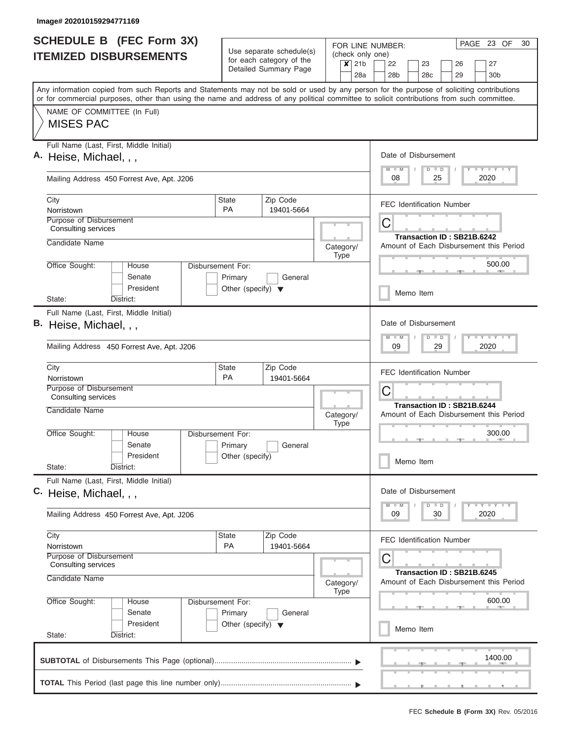Image# 202010159294771169

# SCHEDULE B (FEC Form 3X)
# ITEMIZED DISBURSEMENTS

Use separate schedule(s) for each category of the Detailed Summary Page

FOR LINE NUMBER: (check only one)

| | | | | | |
|---|---|---|---|---|---|
| ✗ 21b | 22 | 23 | 26 | 27 |
| 28a | 28b | 28c | 29 | 30b |

PAGE 23 OF 30

Any information copied from such Reports and Statements may not be sold or used by any person for the purpose of soliciting contributions or for commercial purposes, other than using the name and address of any political committee to solicit contributions from such committee.

NAME OF COMMITTEE (In Full)
MISES PAC

---

**A.** Full Name (Last, First, Middle Initial): Heise, Michael, , ,

Mailing Address: 450 Forrest Ave, Apt. J206

City: Norristown | State: PA | Zip Code: 19401-5664

Purpose of Disbursement: Consulting services

Candidate Name:

Category/Type:

Office Sought: House / Senate / President

State: District:

Disbursement For: Primary / General / Other (specify)

Date of Disbursement: 08 / 25 / 2020

FEC Identification Number: C

Transaction ID : SB21B.6242

Amount of Each Disbursement this Period: 500.00

Memo Item

---

**B.** Full Name (Last, First, Middle Initial): Heise, Michael, , ,

Mailing Address: 450 Forrest Ave, Apt. J206

City: Norristown | State: PA | Zip Code: 19401-5664

Purpose of Disbursement: Consulting services

Candidate Name:

Category/Type:

Office Sought: House / Senate / President

State: District:

Disbursement For: Primary / General / Other (specify)

Date of Disbursement: 09 / 29 / 2020

FEC Identification Number: C

Transaction ID : SB21B.6244

Amount of Each Disbursement this Period: 300.00

Memo Item

---

**C.** Full Name (Last, First, Middle Initial): Heise, Michael, , ,

Mailing Address: 450 Forrest Ave, Apt. J206

City: Norristown | State: PA | Zip Code: 19401-5664

Purpose of Disbursement: Consulting services

Candidate Name:

Category/Type:

Office Sought: House / Senate / President

State: District:

Disbursement For: Primary / General / Other (specify)

Date of Disbursement: 09 / 30 / 2020

FEC Identification Number: C

Transaction ID : SB21B.6245

Amount of Each Disbursement this Period: 600.00

Memo Item

---

**SUBTOTAL** of Disbursements This Page (optional): 1400.00

**TOTAL** This Period (last page this line number only):

FEC **Schedule B (Form 3X)** Rev. 05/2016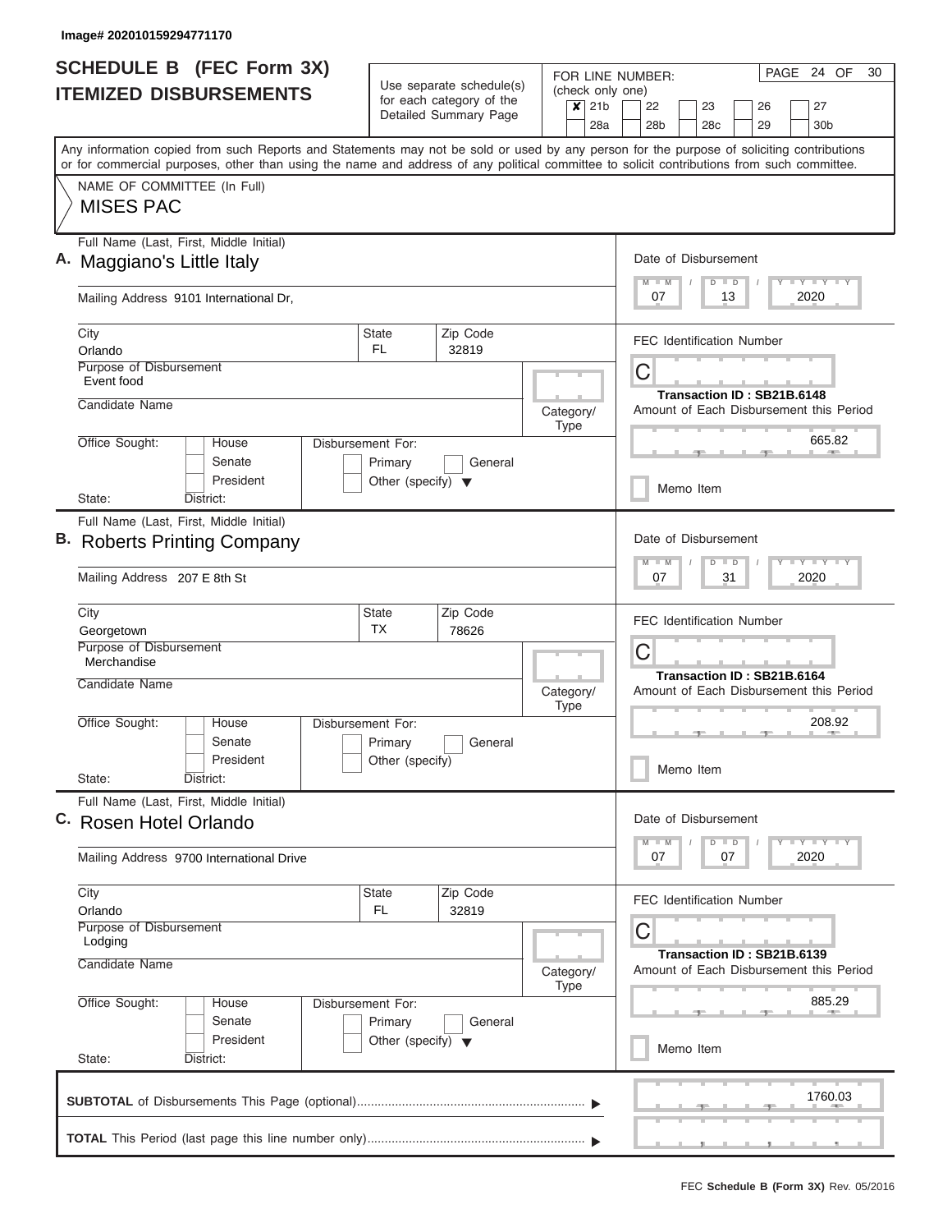Image# 202010159294771170

# SCHEDULE B (FEC Form 3X)
## ITEMIZED DISBURSEMENTS

Use separate schedule(s) for each category of the Detailed Summary Page

FOR LINE NUMBER: (check only one)
- [x] 21b
- [ ] 22
- [ ] 23
- [ ] 26
- [ ] 27
- [ ] 28a
- [ ] 28b
- [ ] 28c
- [ ] 29
- [ ] 30b

PAGE 24 OF 30

Any information copied from such Reports and Statements may not be sold or used by any person for the purpose of soliciting contributions or for commercial purposes, other than using the name and address of any political committee to solicit contributions from such committee.

NAME OF COMMITTEE (In Full)

**MISES PAC**

---

**A.** Full Name (Last, First, Middle Initial): **Maggiano's Little Italy**

Mailing Address: 9101 International Dr,

City: Orlando | State: FL | Zip Code: 32819

Purpose of Disbursement: Event food

Candidate Name:

Category/Type:

Office Sought: House / Senate / President

State: District:

Disbursement For: Primary / General / Other (specify)

Date of Disbursement: 07 / 13 / 2020

FEC Identification Number: C

Transaction ID : SB21B.6148

Amount of Each Disbursement this Period: 665.82

Memo Item

---

**B.** Full Name (Last, First, Middle Initial): **Roberts Printing Company**

Mailing Address: 207 E 8th St

City: Georgetown | State: TX | Zip Code: 78626

Purpose of Disbursement: Merchandise

Candidate Name:

Category/Type:

Office Sought: House / Senate / President

State: District:

Disbursement For: Primary / General / Other (specify)

Date of Disbursement: 07 / 31 / 2020

FEC Identification Number: C

Transaction ID : SB21B.6164

Amount of Each Disbursement this Period: 208.92

Memo Item

---

**C.** Full Name (Last, First, Middle Initial): **Rosen Hotel Orlando**

Mailing Address: 9700 International Drive

City: Orlando | State: FL | Zip Code: 32819

Purpose of Disbursement: Lodging

Candidate Name:

Category/Type:

Office Sought: House / Senate / President

State: District:

Disbursement For: Primary / General / Other (specify)

Date of Disbursement: 07 / 07 / 2020

FEC Identification Number: C

Transaction ID : SB21B.6139

Amount of Each Disbursement this Period: 885.29

Memo Item

---

**SUBTOTAL** of Disbursements This Page (optional): 1760.03

**TOTAL** This Period (last page this line number only):

FEC **Schedule B (Form 3X)** Rev. 05/2016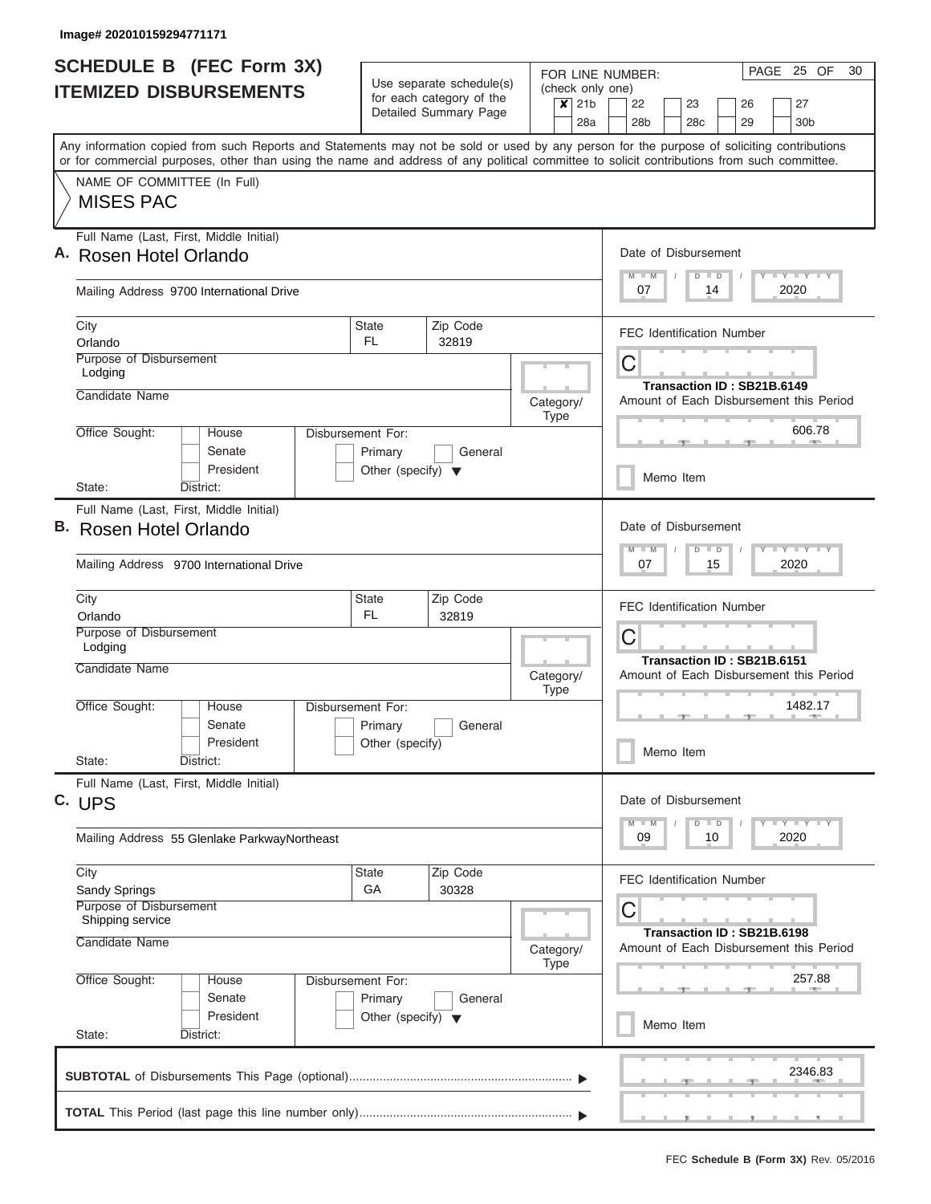Image# 202010159294771171

# SCHEDULE B (FEC Form 3X)
## ITEMIZED DISBURSEMENTS

Use separate schedule(s) for each category of the Detailed Summary Page

FOR LINE NUMBER: (check only one)

- [x] 21b
- [ ] 22
- [ ] 23
- [ ] 26
- [ ] 27
- [ ] 28a
- [ ] 28b
- [ ] 28c
- [ ] 29
- [ ] 30b

PAGE 25 OF 30

Any information copied from such Reports and Statements may not be sold or used by any person for the purpose of soliciting contributions or for commercial purposes, other than using the name and address of any political committee to solicit contributions from such committee.

NAME OF COMMITTEE (In Full)

MISES PAC

---

**A.** Full Name (Last, First, Middle Initial): Rosen Hotel Orlando

Mailing Address: 9700 International Drive

City: Orlando | State: FL | Zip Code: 32819

Purpose of Disbursement: Lodging

Candidate Name:

Category/Type:

Office Sought: House / Senate / President

Disbursement For: Primary / General / Other (specify)

State: District:

Date of Disbursement: 07 / 14 / 2020

FEC Identification Number: C

Transaction ID : SB21B.6149

Amount of Each Disbursement this Period: 606.78

Memo Item

---

**B.** Full Name (Last, First, Middle Initial): Rosen Hotel Orlando

Mailing Address: 9700 International Drive

City: Orlando | State: FL | Zip Code: 32819

Purpose of Disbursement: Lodging

Candidate Name:

Category/Type:

Office Sought: House / Senate / President

Disbursement For: Primary / General / Other (specify)

State: District:

Date of Disbursement: 07 / 15 / 2020

FEC Identification Number: C

Transaction ID : SB21B.6151

Amount of Each Disbursement this Period: 1482.17

Memo Item

---

**C.** Full Name (Last, First, Middle Initial): UPS

Mailing Address: 55 Glenlake ParkwayNortheast

City: Sandy Springs | State: GA | Zip Code: 30328

Purpose of Disbursement: Shipping service

Candidate Name:

Category/Type:

Office Sought: House / Senate / President

Disbursement For: Primary / General / Other (specify)

State: District:

Date of Disbursement: 09 / 10 / 2020

FEC Identification Number: C

Transaction ID : SB21B.6198

Amount of Each Disbursement this Period: 257.88

Memo Item

---

**SUBTOTAL** of Disbursements This Page (optional): 2346.83

**TOTAL** This Period (last page this line number only):

FEC **Schedule B (Form 3X)** Rev. 05/2016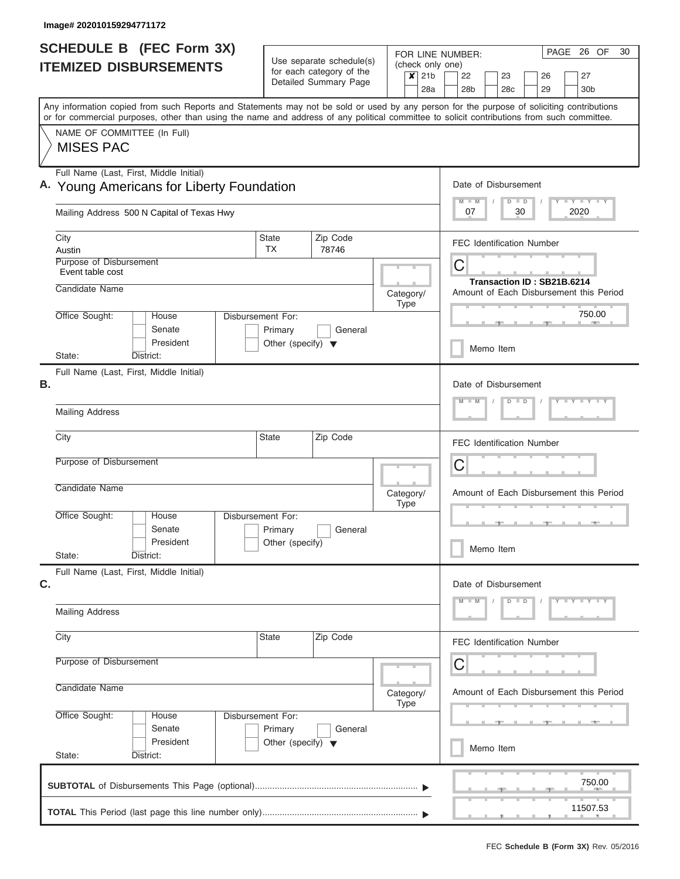Image# 202010159294771172

# SCHEDULE B (FEC Form 3X)
## ITEMIZED DISBURSEMENTS

Use separate schedule(s) for each category of the Detailed Summary Page

FOR LINE NUMBER: (check only one)

- [x] 21b
- [ ] 22
- [ ] 23
- [ ] 26
- [ ] 27
- [ ] 28a
- [ ] 28b
- [ ] 28c
- [ ] 29
- [ ] 30b

PAGE 26 OF 30

Any information copied from such Reports and Statements may not be sold or used by any person for the purpose of soliciting contributions or for commercial purposes, other than using the name and address of any political committee to solicit contributions from such committee.

NAME OF COMMITTEE (In Full)

MISES PAC

---

**A.** Full Name (Last, First, Middle Initial)

Young Americans for Liberty Foundation

Mailing Address 500 N Capital of Texas Hwy

| City | State | Zip Code |
|---|---|---|
| Austin | TX | 78746 |

Purpose of Disbursement: Event table cost

Candidate Name:

Category/Type:

Office Sought: House / Senate / President

Disbursement For: Primary / General / Other (specify)

State: District:

Date of Disbursement: 07 / 30 / 2020

FEC Identification Number: C

Transaction ID : SB21B.6214

Amount of Each Disbursement this Period: 750.00

Memo Item

---

**B.** Full Name (Last, First, Middle Initial)

Mailing Address

City / State / Zip Code

Purpose of Disbursement

Candidate Name

Category/Type

Office Sought: House / Senate / President

Disbursement For: Primary / General / Other (specify)

State: District:

Date of Disbursement: M M / D D / Y Y Y Y

FEC Identification Number: C

Amount of Each Disbursement this Period

Memo Item

---

**C.** Full Name (Last, First, Middle Initial)

Mailing Address

City / State / Zip Code

Purpose of Disbursement

Candidate Name

Category/Type

Office Sought: House / Senate / President

Disbursement For: Primary / General / Other (specify)

State: District:

Date of Disbursement: M M / D D / Y Y Y Y

FEC Identification Number: C

Amount of Each Disbursement this Period

Memo Item

---

**SUBTOTAL** of Disbursements This Page (optional) ▶ 750.00

**TOTAL** This Period (last page this line number only) ▶ 11507.53

FEC **Schedule B (Form 3X)** Rev. 05/2016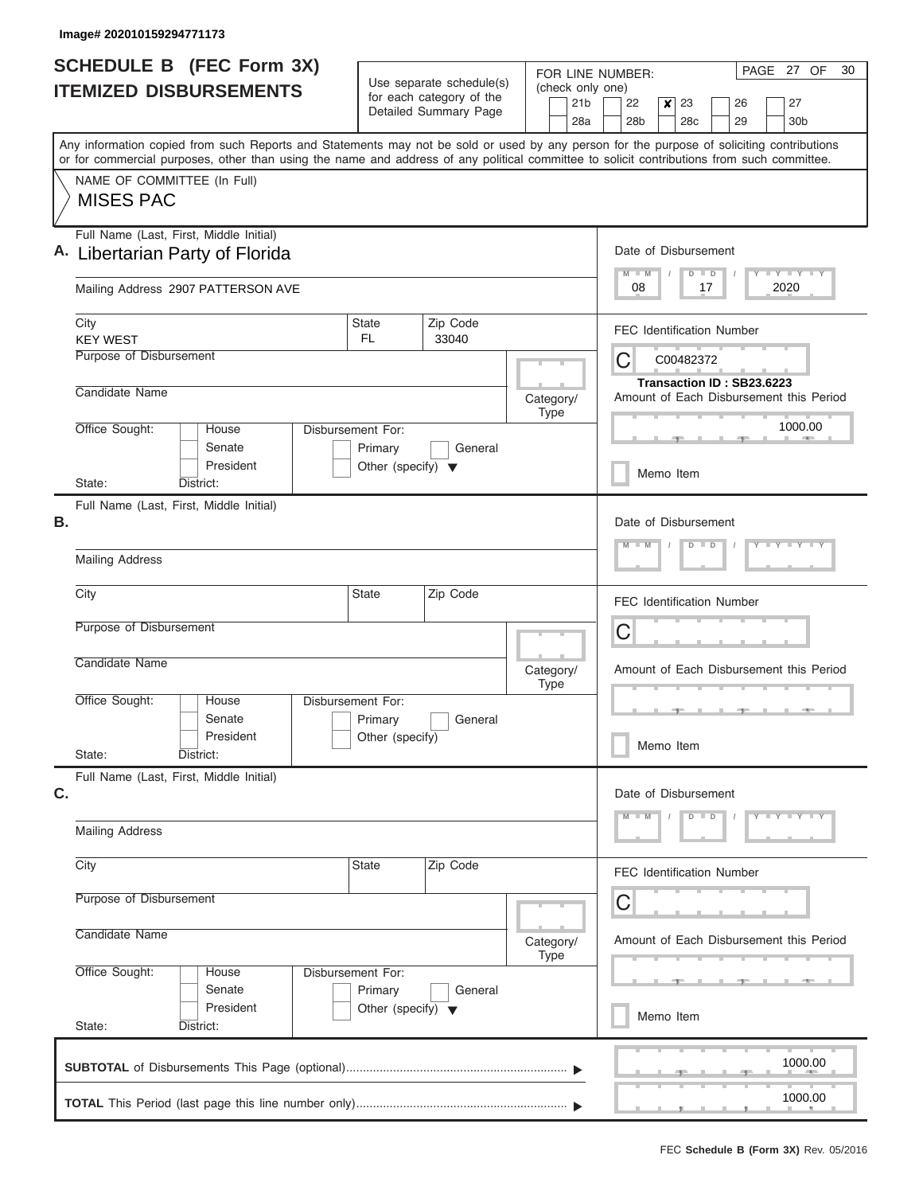Image# 202010159294771173

# SCHEDULE B (FEC Form 3X) ITEMIZED DISBURSEMENTS

Use separate schedule(s) for each category of the Detailed Summary Page

FOR LINE NUMBER: (check only one)

- [ ] 21b
- [ ] 22
- [x] 23
- [ ] 26
- [ ] 27
- [ ] 28a
- [ ] 28b
- [ ] 28c
- [ ] 29
- [ ] 30b

Any information copied from such Reports and Statements may not be sold or used by any person for the purpose of soliciting contributions or for commercial purposes, other than using the name and address of any political committee to solicit contributions from such committee.

NAME OF COMMITTEE (In Full)

MISES PAC

**A.** Full Name (Last, First, Middle Initial): Libertarian Party of Florida

Mailing Address: 2907 PATTERSON AVE

City: KEY WEST | State: FL | Zip Code: 33040

Purpose of Disbursement:

Candidate Name:

Category/Type:

Office Sought: House / Senate / President — State: District:

Disbursement For: Primary / General / Other (specify)

Date of Disbursement: 08 / 17 / 2020

FEC Identification Number: C00482372

Transaction ID : SB23.6223

Amount of Each Disbursement this Period: 1000.00

Memo Item

**B.** Full Name (Last, First, Middle Initial):

Mailing Address:

City: | State: | Zip Code:

Purpose of Disbursement:

Candidate Name:

Category/Type:

Office Sought: House / Senate / President — State: District:

Disbursement For: Primary / General / Other (specify)

Date of Disbursement:

FEC Identification Number: C

Amount of Each Disbursement this Period:

Memo Item

**C.** Full Name (Last, First, Middle Initial):

Mailing Address:

City: | State: | Zip Code:

Purpose of Disbursement:

Candidate Name:

Category/Type:

Office Sought: House / Senate / President — State: District:

Disbursement For: Primary / General / Other (specify)

Date of Disbursement:

FEC Identification Number: C

Amount of Each Disbursement this Period:

Memo Item

**SUBTOTAL** of Disbursements This Page (optional): 1000.00

**TOTAL** This Period (last page this line number only): 1000.00

FEC **Schedule B (Form 3X)** Rev. 05/2016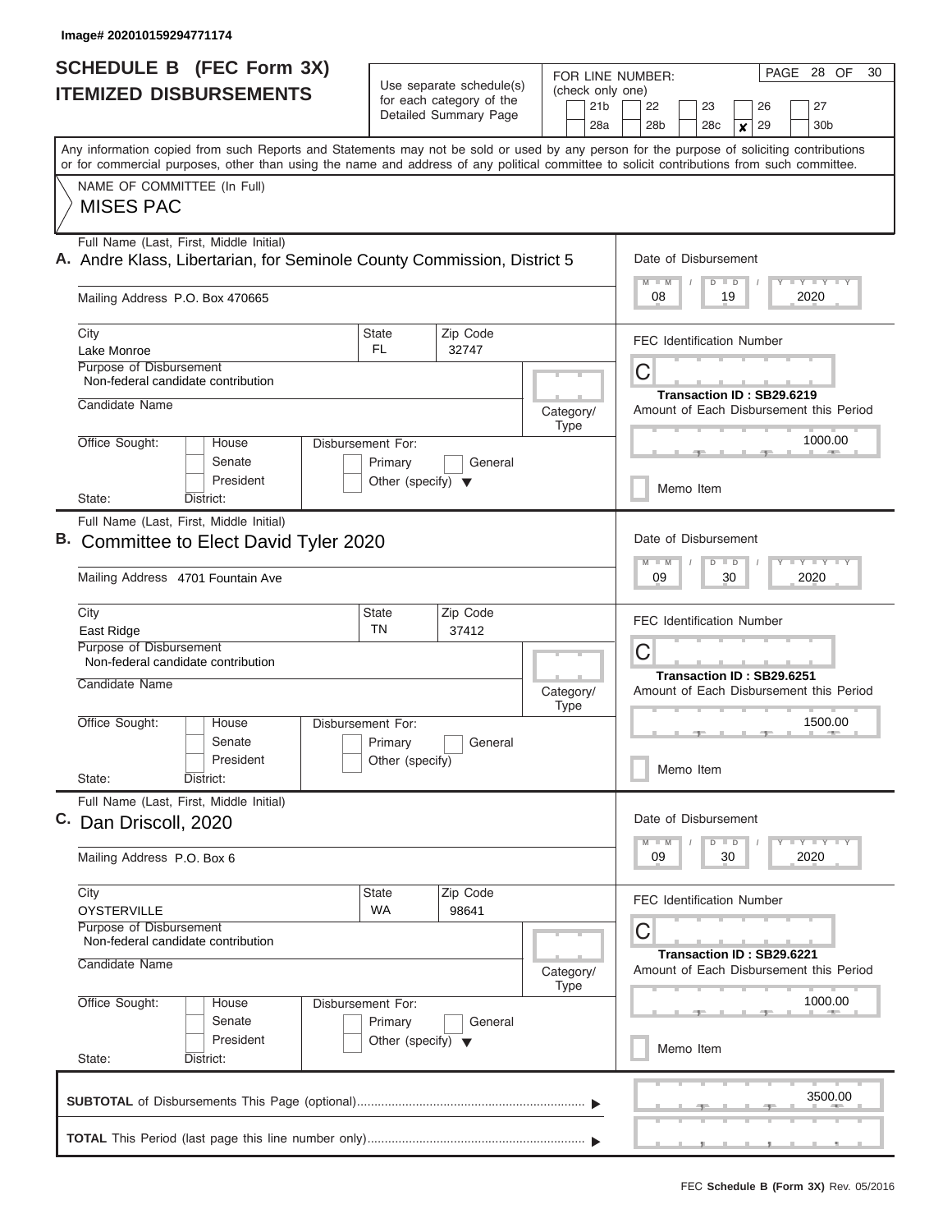Image# 202010159294771174

# SCHEDULE B (FEC Form 3X) ITEMIZED DISBURSEMENTS

Use separate schedule(s) for each category of the Detailed Summary Page

FOR LINE NUMBER: (check only one)

21b | 22 | 23 | 26 | 27 | 28a | 28b | 28c | **X** 29 | 30b

PAGE 28 OF 30

Any information copied from such Reports and Statements may not be sold or used by any person for the purpose of soliciting contributions or for commercial purposes, other than using the name and address of any political committee to solicit contributions from such committee.

NAME OF COMMITTEE (In Full)

MISES PAC

---

**A.** Full Name (Last, First, Middle Initial)
Andre Klass, Libertarian, for Seminole County Commission, District 5

Mailing Address P.O. Box 470665

City: Lake Monroe | State: FL | Zip Code: 32747

Purpose of Disbursement: Non-federal candidate contribution

Candidate Name:

Category/Type:

Office Sought: House / Senate / President

State: District:

Disbursement For: Primary / General / Other (specify)

Date of Disbursement: 08 / 19 / 2020

FEC Identification Number: C

Transaction ID : SB29.6219

Amount of Each Disbursement this Period: 1000.00

Memo Item

---

**B.** Full Name (Last, First, Middle Initial)
Committee to Elect David Tyler 2020

Mailing Address 4701 Fountain Ave

City: East Ridge | State: TN | Zip Code: 37412

Purpose of Disbursement: Non-federal candidate contribution

Candidate Name:

Category/Type:

Office Sought: House / Senate / President

State: District:

Disbursement For: Primary / General / Other (specify)

Date of Disbursement: 09 / 30 / 2020

FEC Identification Number: C

Transaction ID : SB29.6251

Amount of Each Disbursement this Period: 1500.00

Memo Item

---

**C.** Full Name (Last, First, Middle Initial)
Dan Driscoll, 2020

Mailing Address P.O. Box 6

City: OYSTERVILLE | State: WA | Zip Code: 98641

Purpose of Disbursement: Non-federal candidate contribution

Candidate Name:

Category/Type:

Office Sought: House / Senate / President

State: District:

Disbursement For: Primary / General / Other (specify)

Date of Disbursement: 09 / 30 / 2020

FEC Identification Number: C

Transaction ID : SB29.6221

Amount of Each Disbursement this Period: 1000.00

Memo Item

---

**SUBTOTAL** of Disbursements This Page (optional): 3500.00

**TOTAL** This Period (last page this line number only):

FEC **Schedule B (Form 3X)** Rev. 05/2016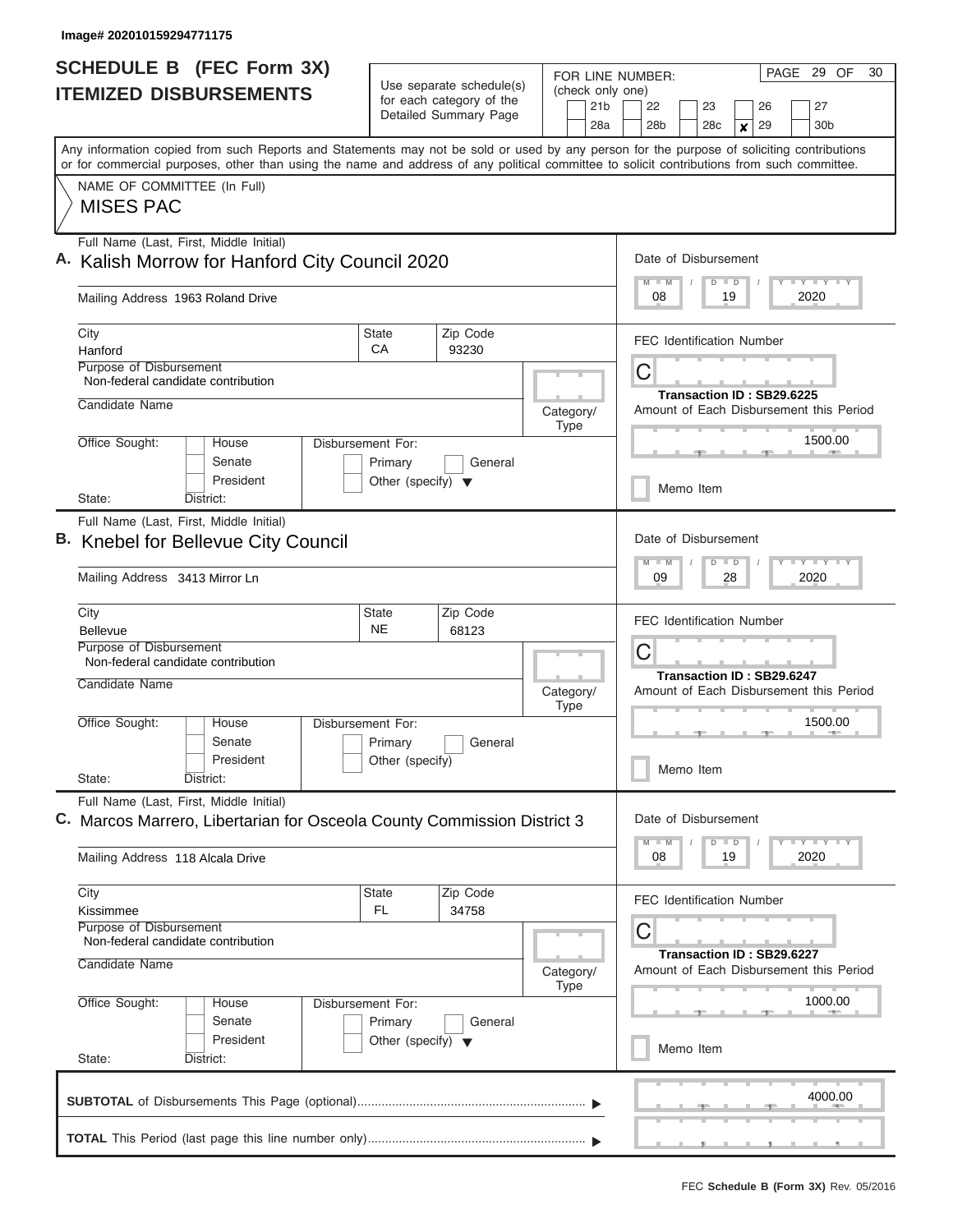Image# 202010159294771175

# SCHEDULE B (FEC Form 3X)
## ITEMIZED DISBURSEMENTS

Use separate schedule(s) for each category of the Detailed Summary Page

FOR LINE NUMBER: (check only one)

21b | 22 | 23 | 26 | 27 | 28a | 28b | 28c | **X** 29 | 30b

PAGE 29 OF 30

Any information copied from such Reports and Statements may not be sold or used by any person for the purpose of soliciting contributions or for commercial purposes, other than using the name and address of any political committee to solicit contributions from such committee.

NAME OF COMMITTEE (In Full)

**MISES PAC**

---

**A.** Full Name (Last, First, Middle Initial)
Kalish Morrow for Hanford City Council 2020

Mailing Address 1963 Roland Drive

City: Hanford | State: CA | Zip Code: 93230

Purpose of Disbursement: Non-federal candidate contribution

Candidate Name:

Category/Type:

Office Sought: House / Senate / President

State: District:

Disbursement For: Primary / General / Other (specify)

Date of Disbursement: 08 / 19 / 2020

FEC Identification Number: C

Transaction ID : SB29.6225

Amount of Each Disbursement this Period: 1500.00

Memo Item

---

**B.** Full Name (Last, First, Middle Initial)
Knebel for Bellevue City Council

Mailing Address 3413 Mirror Ln

City: Bellevue | State: NE | Zip Code: 68123

Purpose of Disbursement: Non-federal candidate contribution

Candidate Name:

Category/Type:

Office Sought: House / Senate / President

State: District:

Disbursement For: Primary / General / Other (specify)

Date of Disbursement: 09 / 28 / 2020

FEC Identification Number: C

Transaction ID : SB29.6247

Amount of Each Disbursement this Period: 1500.00

Memo Item

---

**C.** Full Name (Last, First, Middle Initial)
Marcos Marrero, Libertarian for Osceola County Commission District 3

Mailing Address 118 Alcala Drive

City: Kissimmee | State: FL | Zip Code: 34758

Purpose of Disbursement: Non-federal candidate contribution

Candidate Name:

Category/Type:

Office Sought: House / Senate / President

State: District:

Disbursement For: Primary / General / Other (specify)

Date of Disbursement: 08 / 19 / 2020

FEC Identification Number: C

Transaction ID : SB29.6227

Amount of Each Disbursement this Period: 1000.00

Memo Item

---

**SUBTOTAL** of Disbursements This Page (optional) ........ 4000.00

**TOTAL** This Period (last page this line number only) ........

FEC **Schedule B (Form 3X)** Rev. 05/2016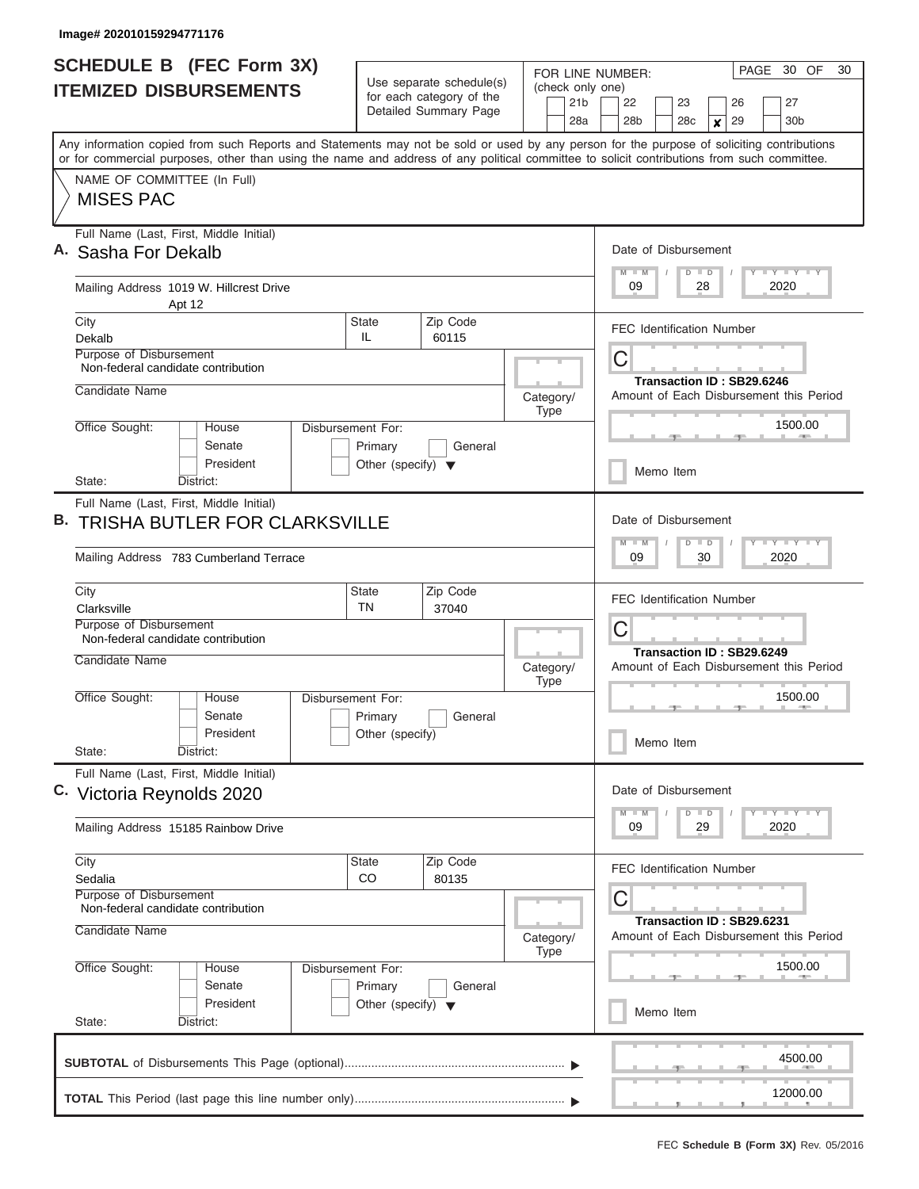Image# 202010159294771176

# SCHEDULE B (FEC Form 3X)
# ITEMIZED DISBURSEMENTS

Use separate schedule(s) for each category of the Detailed Summary Page

FOR LINE NUMBER: (check only one)
21b | 22 | 23 | 26 | 27
28a | 28b | 28c | **x** 29 | 30b

Any information copied from such Reports and Statements may not be sold or used by any person for the purpose of soliciting contributions or for commercial purposes, other than using the name and address of any political committee to solicit contributions from such committee.

NAME OF COMMITTEE (In Full)
MISES PAC

**A.** Full Name (Last, First, Middle Initial): Sasha For Dekalb
Mailing Address: 1019 W. Hillcrest Drive Apt 12
City: Dekalb | State: IL | Zip Code: 60115
Purpose of Disbursement: Non-federal candidate contribution
Candidate Name:
Category/Type:
Office Sought: House / Senate / President
State: District:
Disbursement For: Primary / General / Other (specify)
Date of Disbursement: 09 / 28 / 2020
FEC Identification Number: C
Transaction ID : SB29.6246
Amount of Each Disbursement this Period: 1500.00
Memo Item

**B.** Full Name (Last, First, Middle Initial): TRISHA BUTLER FOR CLARKSVILLE
Mailing Address: 783 Cumberland Terrace
City: Clarksville | State: TN | Zip Code: 37040
Purpose of Disbursement: Non-federal candidate contribution
Candidate Name:
Category/Type:
Office Sought: House / Senate / President
State: District:
Disbursement For: Primary / General / Other (specify)
Date of Disbursement: 09 / 30 / 2020
FEC Identification Number: C
Transaction ID : SB29.6249
Amount of Each Disbursement this Period: 1500.00
Memo Item

**C.** Full Name (Last, First, Middle Initial): Victoria Reynolds 2020
Mailing Address: 15185 Rainbow Drive
City: Sedalia | State: CO | Zip Code: 80135
Purpose of Disbursement: Non-federal candidate contribution
Candidate Name:
Category/Type:
Office Sought: House / Senate / President
State: District:
Disbursement For: Primary / General / Other (specify)
Date of Disbursement: 09 / 29 / 2020
FEC Identification Number: C
Transaction ID : SB29.6231
Amount of Each Disbursement this Period: 1500.00
Memo Item

**SUBTOTAL** of Disbursements This Page (optional): 4500.00

**TOTAL** This Period (last page this line number only): 12000.00

FEC **Schedule B (Form 3X)** Rev. 05/2016